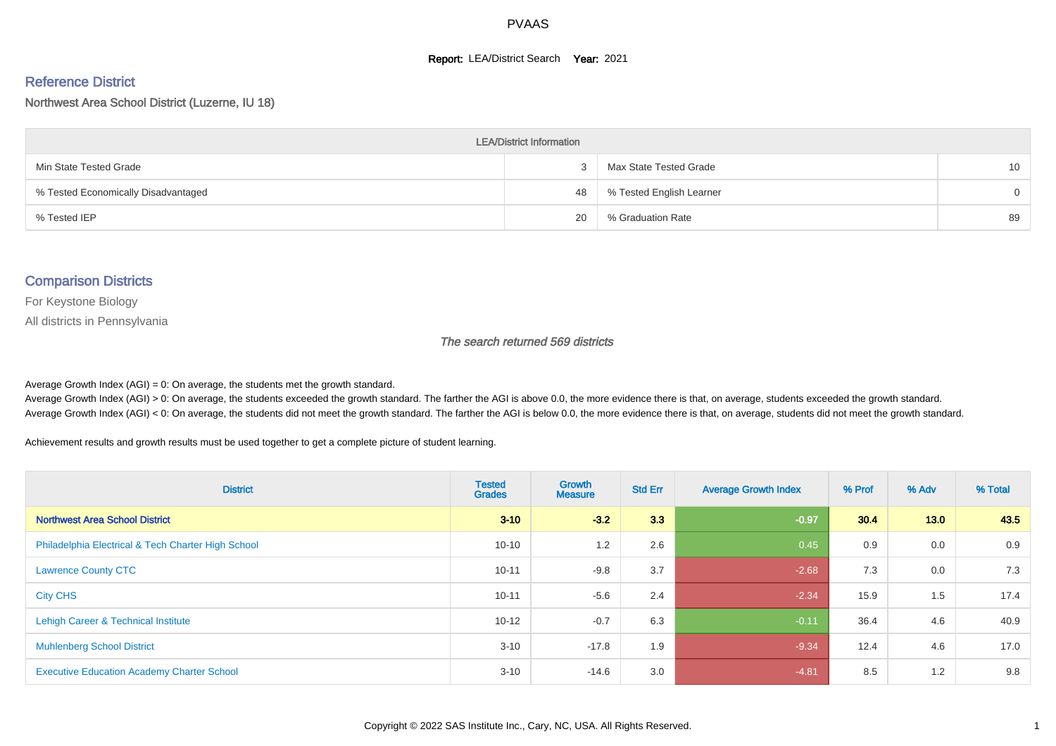# PVAAS

**Report:** LEA/District Search **Year:** 2021

## Reference District

### Northwest Area School District (Luzerne, IU 18)

| LEA/District Information | | | |
|---|---|---|---|
| Min State Tested Grade | 3 | Max State Tested Grade | 10 |
| % Tested Economically Disadvantaged | 48 | % Tested English Learner | 0 |
| % Tested IEP | 20 | % Graduation Rate | 89 |

## Comparison Districts

For Keystone Biology

All districts in Pennsylvania

*The search returned 569 districts*

Average Growth Index (AGI) = 0: On average, the students met the growth standard.
Average Growth Index (AGI) > 0: On average, the students exceeded the growth standard. The farther the AGI is above 0.0, the more evidence there is that, on average, students exceeded the growth standard.
Average Growth Index (AGI) < 0: On average, the students did not meet the growth standard. The farther the AGI is below 0.0, the more evidence there is that, on average, students did not meet the growth standard.

Achievement results and growth results must be used together to get a complete picture of student learning.

| District | Tested Grades | Growth Measure | Std Err | Average Growth Index | % Prof | % Adv | % Total |
|---|---|---|---|---|---|---|---|
| **Northwest Area School District** | **3-10** | **-3.2** | **3.3** | **-0.97** | **30.4** | **13.0** | **43.5** |
| Philadelphia Electrical & Tech Charter High School | 10-10 | 1.2 | 2.6 | 0.45 | 0.9 | 0.0 | 0.9 |
| Lawrence County CTC | 10-11 | -9.8 | 3.7 | -2.68 | 7.3 | 0.0 | 7.3 |
| City CHS | 10-11 | -5.6 | 2.4 | -2.34 | 15.9 | 1.5 | 17.4 |
| Lehigh Career & Technical Institute | 10-12 | -0.7 | 6.3 | -0.11 | 36.4 | 4.6 | 40.9 |
| Muhlenberg School District | 3-10 | -17.8 | 1.9 | -9.34 | 12.4 | 4.6 | 17.0 |
| Executive Education Academy Charter School | 3-10 | -14.6 | 3.0 | -4.81 | 8.5 | 1.2 | 9.8 |

Copyright © 2022 SAS Institute Inc., Cary, NC, USA. All Rights Reserved.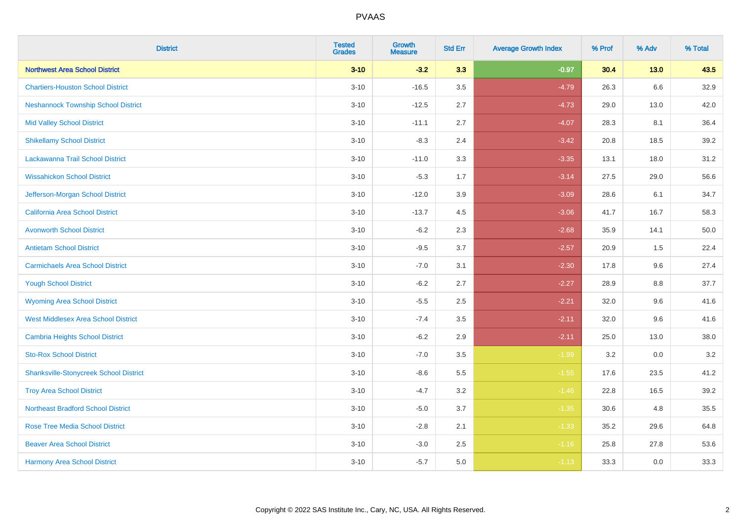# PVAAS

| District | Tested Grades | Growth Measure | Std Err | Average Growth Index | % Prof | % Adv | % Total |
|---|---|---|---|---|---|---|---|
| **Northwest Area School District** | **3-10** | **-3.2** | **3.3** | **-0.97** | **30.4** | **13.0** | **43.5** |
| Chartiers-Houston School District | 3-10 | -16.5 | 3.5 | -4.79 | 26.3 | 6.6 | 32.9 |
| Neshannock Township School District | 3-10 | -12.5 | 2.7 | -4.73 | 29.0 | 13.0 | 42.0 |
| Mid Valley School District | 3-10 | -11.1 | 2.7 | -4.07 | 28.3 | 8.1 | 36.4 |
| Shikellamy School District | 3-10 | -8.3 | 2.4 | -3.42 | 20.8 | 18.5 | 39.2 |
| Lackawanna Trail School District | 3-10 | -11.0 | 3.3 | -3.35 | 13.1 | 18.0 | 31.2 |
| Wissahickon School District | 3-10 | -5.3 | 1.7 | -3.14 | 27.5 | 29.0 | 56.6 |
| Jefferson-Morgan School District | 3-10 | -12.0 | 3.9 | -3.09 | 28.6 | 6.1 | 34.7 |
| California Area School District | 3-10 | -13.7 | 4.5 | -3.06 | 41.7 | 16.7 | 58.3 |
| Avonworth School District | 3-10 | -6.2 | 2.3 | -2.68 | 35.9 | 14.1 | 50.0 |
| Antietam School District | 3-10 | -9.5 | 3.7 | -2.57 | 20.9 | 1.5 | 22.4 |
| Carmichaels Area School District | 3-10 | -7.0 | 3.1 | -2.30 | 17.8 | 9.6 | 27.4 |
| Yough School District | 3-10 | -6.2 | 2.7 | -2.27 | 28.9 | 8.8 | 37.7 |
| Wyoming Area School District | 3-10 | -5.5 | 2.5 | -2.21 | 32.0 | 9.6 | 41.6 |
| West Middlesex Area School District | 3-10 | -7.4 | 3.5 | -2.11 | 32.0 | 9.6 | 41.6 |
| Cambria Heights School District | 3-10 | -6.2 | 2.9 | -2.11 | 25.0 | 13.0 | 38.0 |
| Sto-Rox School District | 3-10 | -7.0 | 3.5 | -1.99 | 3.2 | 0.0 | 3.2 |
| Shanksville-Stonycreek School District | 3-10 | -8.6 | 5.5 | -1.55 | 17.6 | 23.5 | 41.2 |
| Troy Area School District | 3-10 | -4.7 | 3.2 | -1.46 | 22.8 | 16.5 | 39.2 |
| Northeast Bradford School District | 3-10 | -5.0 | 3.7 | -1.35 | 30.6 | 4.8 | 35.5 |
| Rose Tree Media School District | 3-10 | -2.8 | 2.1 | -1.33 | 35.2 | 29.6 | 64.8 |
| Beaver Area School District | 3-10 | -3.0 | 2.5 | -1.16 | 25.8 | 27.8 | 53.6 |
| Harmony Area School District | 3-10 | -5.7 | 5.0 | -1.13 | 33.3 | 0.0 | 33.3 |

Copyright © 2022 SAS Institute Inc., Cary, NC, USA. All Rights Reserved.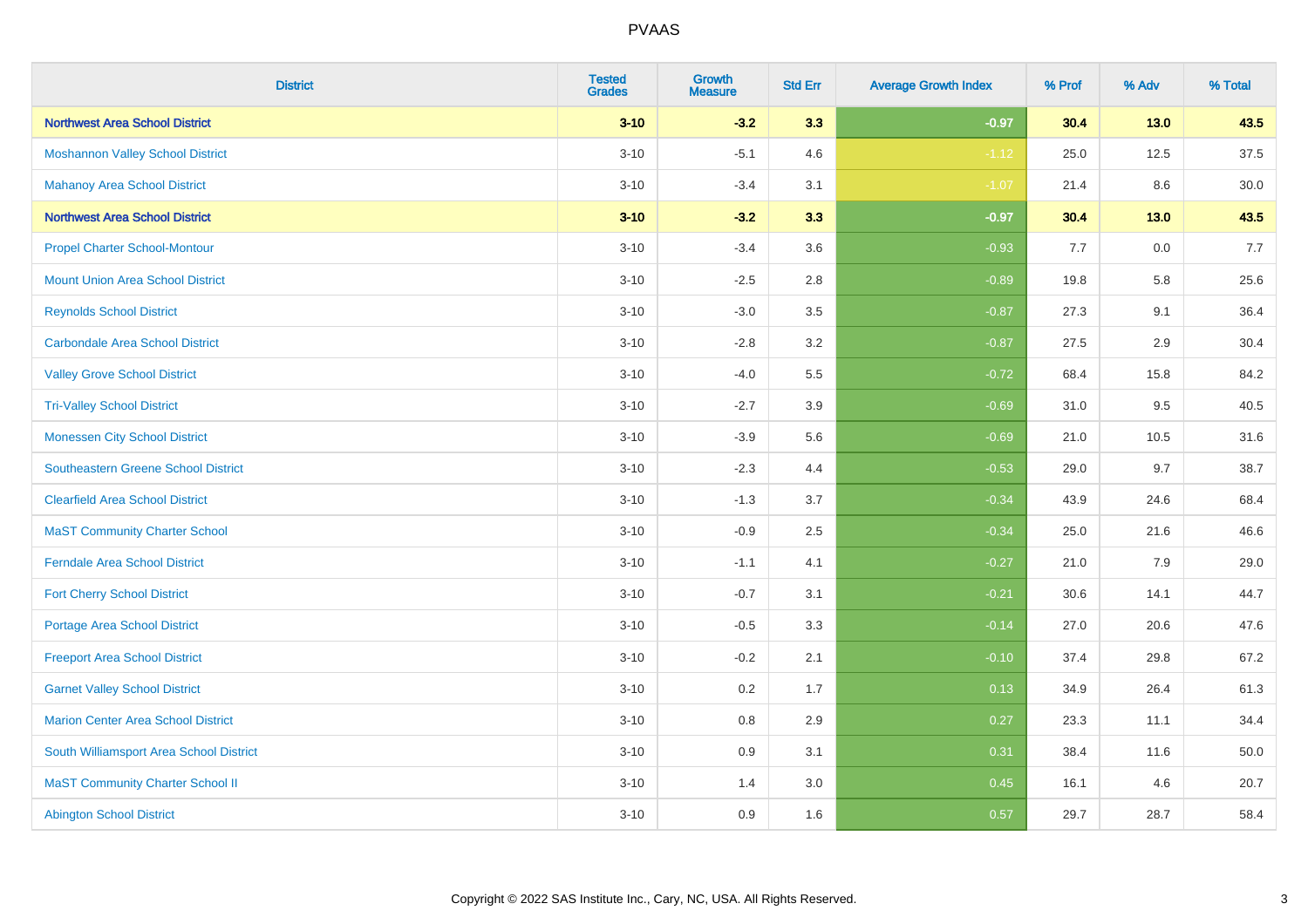PVAAS

| District | Tested Grades | Growth Measure | Std Err | Average Growth Index | % Prof | % Adv | % Total |
|---|---|---|---|---|---|---|---|
| **Northwest Area School District** | **3-10** | **-3.2** | **3.3** | **-0.97** | **30.4** | **13.0** | **43.5** |
| Moshannon Valley School District | 3-10 | -5.1 | 4.6 | -1.12 | 25.0 | 12.5 | 37.5 |
| Mahanoy Area School District | 3-10 | -3.4 | 3.1 | -1.07 | 21.4 | 8.6 | 30.0 |
| **Northwest Area School District** | **3-10** | **-3.2** | **3.3** | **-0.97** | **30.4** | **13.0** | **43.5** |
| Propel Charter School-Montour | 3-10 | -3.4 | 3.6 | -0.93 | 7.7 | 0.0 | 7.7 |
| Mount Union Area School District | 3-10 | -2.5 | 2.8 | -0.89 | 19.8 | 5.8 | 25.6 |
| Reynolds School District | 3-10 | -3.0 | 3.5 | -0.87 | 27.3 | 9.1 | 36.4 |
| Carbondale Area School District | 3-10 | -2.8 | 3.2 | -0.87 | 27.5 | 2.9 | 30.4 |
| Valley Grove School District | 3-10 | -4.0 | 5.5 | -0.72 | 68.4 | 15.8 | 84.2 |
| Tri-Valley School District | 3-10 | -2.7 | 3.9 | -0.69 | 31.0 | 9.5 | 40.5 |
| Monessen City School District | 3-10 | -3.9 | 5.6 | -0.69 | 21.0 | 10.5 | 31.6 |
| Southeastern Greene School District | 3-10 | -2.3 | 4.4 | -0.53 | 29.0 | 9.7 | 38.7 |
| Clearfield Area School District | 3-10 | -1.3 | 3.7 | -0.34 | 43.9 | 24.6 | 68.4 |
| MaST Community Charter School | 3-10 | -0.9 | 2.5 | -0.34 | 25.0 | 21.6 | 46.6 |
| Ferndale Area School District | 3-10 | -1.1 | 4.1 | -0.27 | 21.0 | 7.9 | 29.0 |
| Fort Cherry School District | 3-10 | -0.7 | 3.1 | -0.21 | 30.6 | 14.1 | 44.7 |
| Portage Area School District | 3-10 | -0.5 | 3.3 | -0.14 | 27.0 | 20.6 | 47.6 |
| Freeport Area School District | 3-10 | -0.2 | 2.1 | -0.10 | 37.4 | 29.8 | 67.2 |
| Garnet Valley School District | 3-10 | 0.2 | 1.7 | 0.13 | 34.9 | 26.4 | 61.3 |
| Marion Center Area School District | 3-10 | 0.8 | 2.9 | 0.27 | 23.3 | 11.1 | 34.4 |
| South Williamsport Area School District | 3-10 | 0.9 | 3.1 | 0.31 | 38.4 | 11.6 | 50.0 |
| MaST Community Charter School II | 3-10 | 1.4 | 3.0 | 0.45 | 16.1 | 4.6 | 20.7 |
| Abington School District | 3-10 | 0.9 | 1.6 | 0.57 | 29.7 | 28.7 | 58.4 |

Copyright © 2022 SAS Institute Inc., Cary, NC, USA. All Rights Reserved.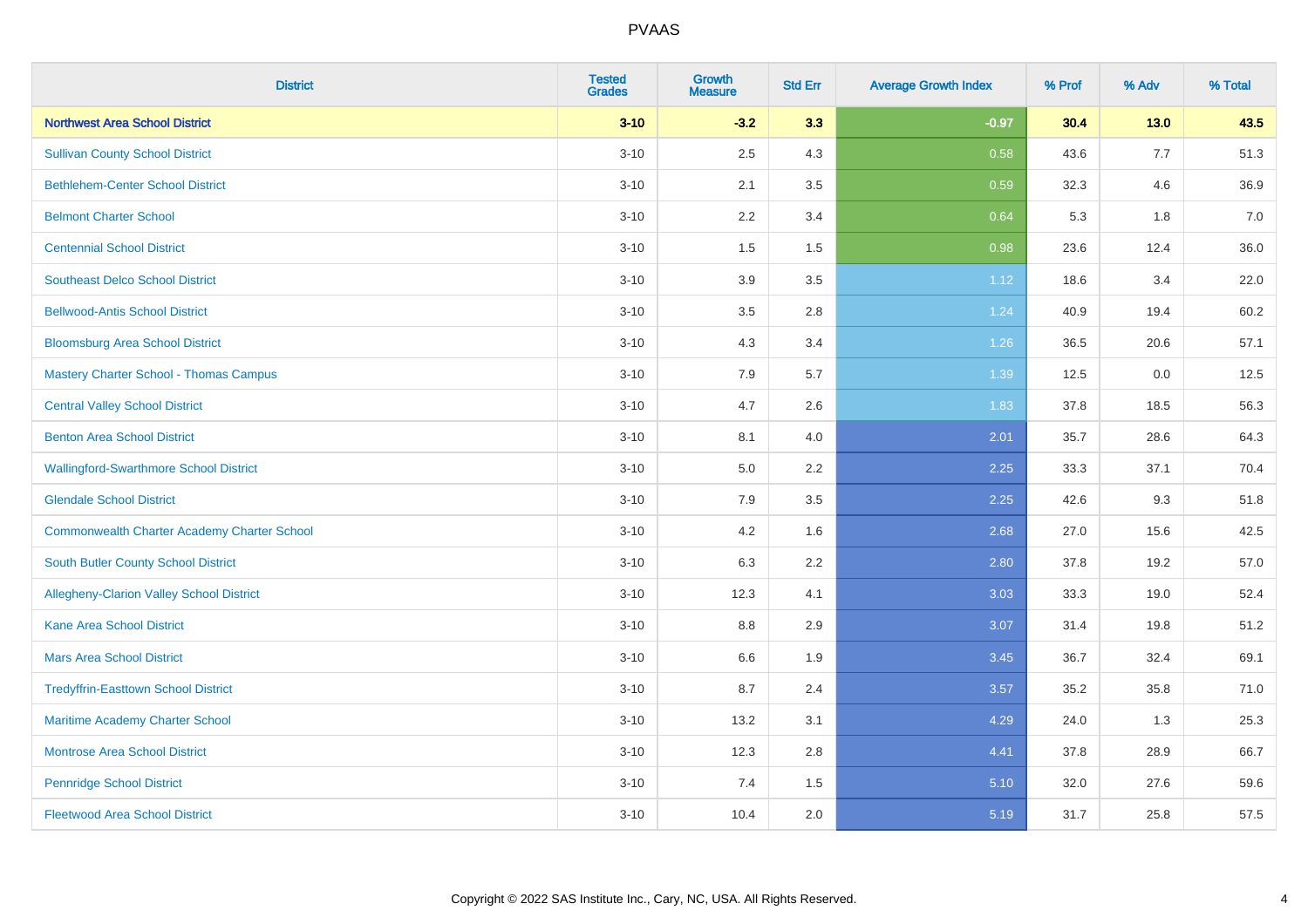PVAAS

| District | Tested Grades | Growth Measure | Std Err | Average Growth Index | % Prof | % Adv | % Total |
|---|---|---|---|---|---|---|---|
| **Northwest Area School District** | **3-10** | **-3.2** | **3.3** | **-0.97** | **30.4** | **13.0** | **43.5** |
| Sullivan County School District | 3-10 | 2.5 | 4.3 | 0.58 | 43.6 | 7.7 | 51.3 |
| Bethlehem-Center School District | 3-10 | 2.1 | 3.5 | 0.59 | 32.3 | 4.6 | 36.9 |
| Belmont Charter School | 3-10 | 2.2 | 3.4 | 0.64 | 5.3 | 1.8 | 7.0 |
| Centennial School District | 3-10 | 1.5 | 1.5 | 0.98 | 23.6 | 12.4 | 36.0 |
| Southeast Delco School District | 3-10 | 3.9 | 3.5 | 1.12 | 18.6 | 3.4 | 22.0 |
| Bellwood-Antis School District | 3-10 | 3.5 | 2.8 | 1.24 | 40.9 | 19.4 | 60.2 |
| Bloomsburg Area School District | 3-10 | 4.3 | 3.4 | 1.26 | 36.5 | 20.6 | 57.1 |
| Mastery Charter School - Thomas Campus | 3-10 | 7.9 | 5.7 | 1.39 | 12.5 | 0.0 | 12.5 |
| Central Valley School District | 3-10 | 4.7 | 2.6 | 1.83 | 37.8 | 18.5 | 56.3 |
| Benton Area School District | 3-10 | 8.1 | 4.0 | 2.01 | 35.7 | 28.6 | 64.3 |
| Wallingford-Swarthmore School District | 3-10 | 5.0 | 2.2 | 2.25 | 33.3 | 37.1 | 70.4 |
| Glendale School District | 3-10 | 7.9 | 3.5 | 2.25 | 42.6 | 9.3 | 51.8 |
| Commonwealth Charter Academy Charter School | 3-10 | 4.2 | 1.6 | 2.68 | 27.0 | 15.6 | 42.5 |
| South Butler County School District | 3-10 | 6.3 | 2.2 | 2.80 | 37.8 | 19.2 | 57.0 |
| Allegheny-Clarion Valley School District | 3-10 | 12.3 | 4.1 | 3.03 | 33.3 | 19.0 | 52.4 |
| Kane Area School District | 3-10 | 8.8 | 2.9 | 3.07 | 31.4 | 19.8 | 51.2 |
| Mars Area School District | 3-10 | 6.6 | 1.9 | 3.45 | 36.7 | 32.4 | 69.1 |
| Tredyffrin-Easttown School District | 3-10 | 8.7 | 2.4 | 3.57 | 35.2 | 35.8 | 71.0 |
| Maritime Academy Charter School | 3-10 | 13.2 | 3.1 | 4.29 | 24.0 | 1.3 | 25.3 |
| Montrose Area School District | 3-10 | 12.3 | 2.8 | 4.41 | 37.8 | 28.9 | 66.7 |
| Pennridge School District | 3-10 | 7.4 | 1.5 | 5.10 | 32.0 | 27.6 | 59.6 |
| Fleetwood Area School District | 3-10 | 10.4 | 2.0 | 5.19 | 31.7 | 25.8 | 57.5 |

Copyright © 2022 SAS Institute Inc., Cary, NC, USA. All Rights Reserved.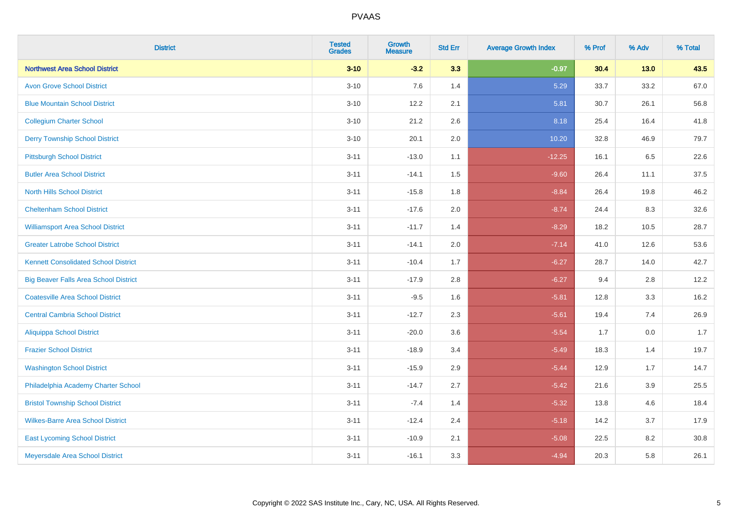| District | Tested Grades | Growth Measure | Std Err | Average Growth Index | % Prof | % Adv | % Total |
|---|---|---|---|---|---|---|---|
| **Northwest Area School District** | **3-10** | **-3.2** | **3.3** | **-0.97** | **30.4** | **13.0** | **43.5** |
| Avon Grove School District | 3-10 | 7.6 | 1.4 | 5.29 | 33.7 | 33.2 | 67.0 |
| Blue Mountain School District | 3-10 | 12.2 | 2.1 | 5.81 | 30.7 | 26.1 | 56.8 |
| Collegium Charter School | 3-10 | 21.2 | 2.6 | 8.18 | 25.4 | 16.4 | 41.8 |
| Derry Township School District | 3-10 | 20.1 | 2.0 | 10.20 | 32.8 | 46.9 | 79.7 |
| Pittsburgh School District | 3-11 | -13.0 | 1.1 | -12.25 | 16.1 | 6.5 | 22.6 |
| Butler Area School District | 3-11 | -14.1 | 1.5 | -9.60 | 26.4 | 11.1 | 37.5 |
| North Hills School District | 3-11 | -15.8 | 1.8 | -8.84 | 26.4 | 19.8 | 46.2 |
| Cheltenham School District | 3-11 | -17.6 | 2.0 | -8.74 | 24.4 | 8.3 | 32.6 |
| Williamsport Area School District | 3-11 | -11.7 | 1.4 | -8.29 | 18.2 | 10.5 | 28.7 |
| Greater Latrobe School District | 3-11 | -14.1 | 2.0 | -7.14 | 41.0 | 12.6 | 53.6 |
| Kennett Consolidated School District | 3-11 | -10.4 | 1.7 | -6.27 | 28.7 | 14.0 | 42.7 |
| Big Beaver Falls Area School District | 3-11 | -17.9 | 2.8 | -6.27 | 9.4 | 2.8 | 12.2 |
| Coatesville Area School District | 3-11 | -9.5 | 1.6 | -5.81 | 12.8 | 3.3 | 16.2 |
| Central Cambria School District | 3-11 | -12.7 | 2.3 | -5.61 | 19.4 | 7.4 | 26.9 |
| Aliquippa School District | 3-11 | -20.0 | 3.6 | -5.54 | 1.7 | 0.0 | 1.7 |
| Frazier School District | 3-11 | -18.9 | 3.4 | -5.49 | 18.3 | 1.4 | 19.7 |
| Washington School District | 3-11 | -15.9 | 2.9 | -5.44 | 12.9 | 1.7 | 14.7 |
| Philadelphia Academy Charter School | 3-11 | -14.7 | 2.7 | -5.42 | 21.6 | 3.9 | 25.5 |
| Bristol Township School District | 3-11 | -7.4 | 1.4 | -5.32 | 13.8 | 4.6 | 18.4 |
| Wilkes-Barre Area School District | 3-11 | -12.4 | 2.4 | -5.18 | 14.2 | 3.7 | 17.9 |
| East Lycoming School District | 3-11 | -10.9 | 2.1 | -5.08 | 22.5 | 8.2 | 30.8 |
| Meyersdale Area School District | 3-11 | -16.1 | 3.3 | -4.94 | 20.3 | 5.8 | 26.1 |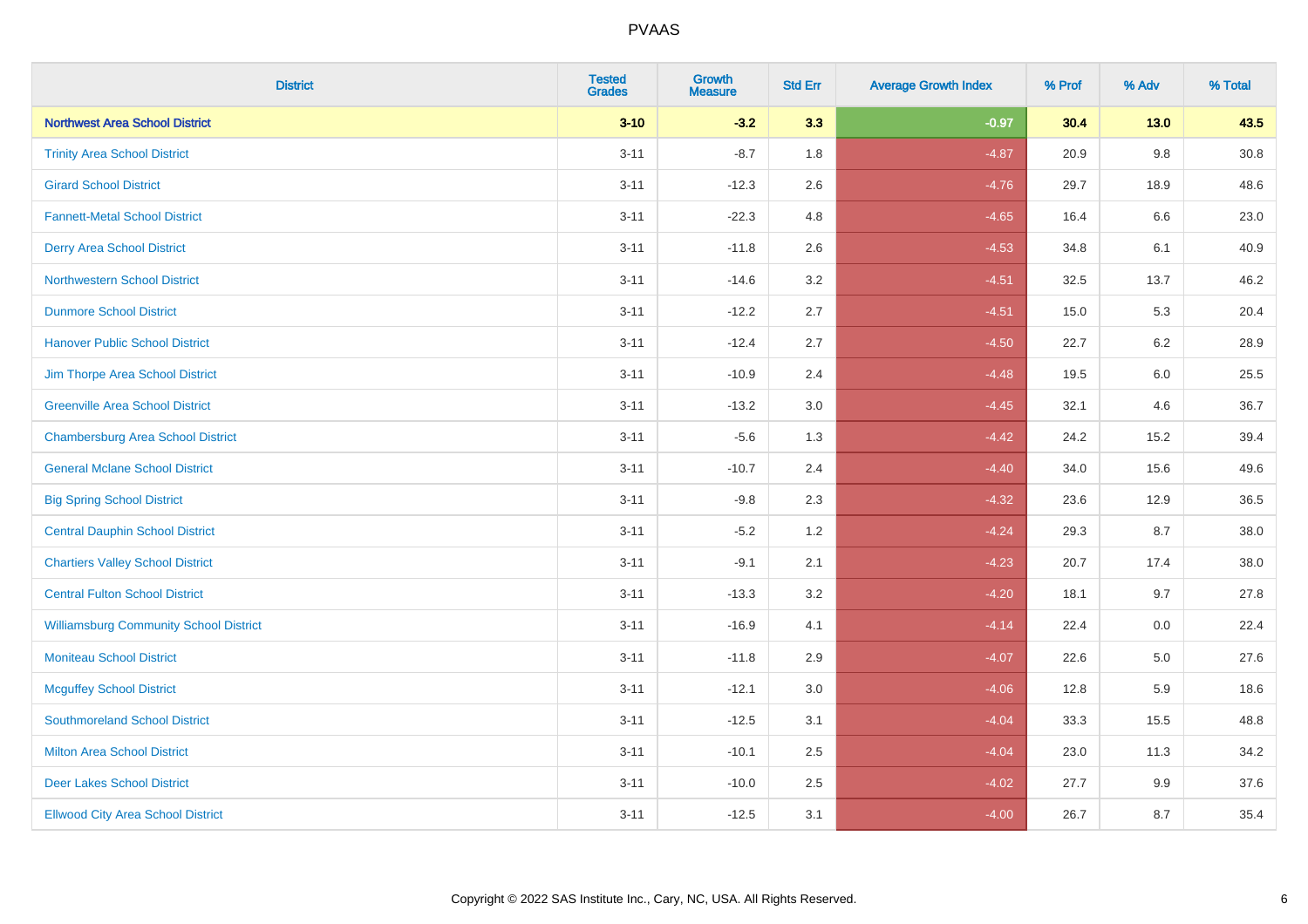PVAAS

| District | Tested Grades | Growth Measure | Std Err | Average Growth Index | % Prof | % Adv | % Total |
|---|---|---|---|---|---|---|---|
| **Northwest Area School District** | **3-10** | **-3.2** | **3.3** | **-0.97** | **30.4** | **13.0** | **43.5** |
| Trinity Area School District | 3-11 | -8.7 | 1.8 | -4.87 | 20.9 | 9.8 | 30.8 |
| Girard School District | 3-11 | -12.3 | 2.6 | -4.76 | 29.7 | 18.9 | 48.6 |
| Fannett-Metal School District | 3-11 | -22.3 | 4.8 | -4.65 | 16.4 | 6.6 | 23.0 |
| Derry Area School District | 3-11 | -11.8 | 2.6 | -4.53 | 34.8 | 6.1 | 40.9 |
| Northwestern School District | 3-11 | -14.6 | 3.2 | -4.51 | 32.5 | 13.7 | 46.2 |
| Dunmore School District | 3-11 | -12.2 | 2.7 | -4.51 | 15.0 | 5.3 | 20.4 |
| Hanover Public School District | 3-11 | -12.4 | 2.7 | -4.50 | 22.7 | 6.2 | 28.9 |
| Jim Thorpe Area School District | 3-11 | -10.9 | 2.4 | -4.48 | 19.5 | 6.0 | 25.5 |
| Greenville Area School District | 3-11 | -13.2 | 3.0 | -4.45 | 32.1 | 4.6 | 36.7 |
| Chambersburg Area School District | 3-11 | -5.6 | 1.3 | -4.42 | 24.2 | 15.2 | 39.4 |
| General Mclane School District | 3-11 | -10.7 | 2.4 | -4.40 | 34.0 | 15.6 | 49.6 |
| Big Spring School District | 3-11 | -9.8 | 2.3 | -4.32 | 23.6 | 12.9 | 36.5 |
| Central Dauphin School District | 3-11 | -5.2 | 1.2 | -4.24 | 29.3 | 8.7 | 38.0 |
| Chartiers Valley School District | 3-11 | -9.1 | 2.1 | -4.23 | 20.7 | 17.4 | 38.0 |
| Central Fulton School District | 3-11 | -13.3 | 3.2 | -4.20 | 18.1 | 9.7 | 27.8 |
| Williamsburg Community School District | 3-11 | -16.9 | 4.1 | -4.14 | 22.4 | 0.0 | 22.4 |
| Moniteau School District | 3-11 | -11.8 | 2.9 | -4.07 | 22.6 | 5.0 | 27.6 |
| Mcguffey School District | 3-11 | -12.1 | 3.0 | -4.06 | 12.8 | 5.9 | 18.6 |
| Southmoreland School District | 3-11 | -12.5 | 3.1 | -4.04 | 33.3 | 15.5 | 48.8 |
| Milton Area School District | 3-11 | -10.1 | 2.5 | -4.04 | 23.0 | 11.3 | 34.2 |
| Deer Lakes School District | 3-11 | -10.0 | 2.5 | -4.02 | 27.7 | 9.9 | 37.6 |
| Ellwood City Area School District | 3-11 | -12.5 | 3.1 | -4.00 | 26.7 | 8.7 | 35.4 |

Copyright © 2022 SAS Institute Inc., Cary, NC, USA. All Rights Reserved.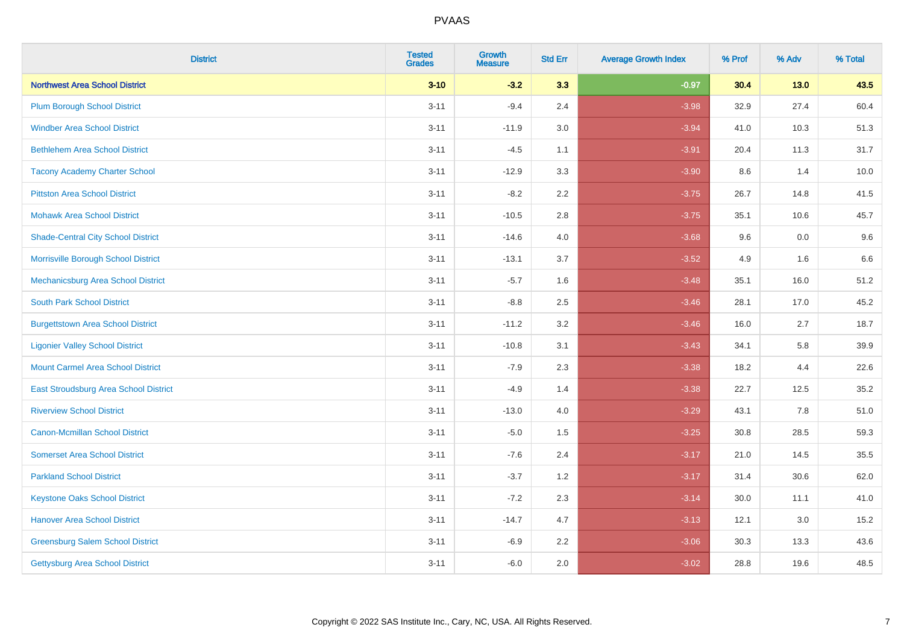| District | Tested Grades | Growth Measure | Std Err | Average Growth Index | % Prof | % Adv | % Total |
|---|---|---|---|---|---|---|---|
| **Northwest Area School District** | **3-10** | **-3.2** | **3.3** | **-0.97** | **30.4** | **13.0** | **43.5** |
| Plum Borough School District | 3-11 | -9.4 | 2.4 | -3.98 | 32.9 | 27.4 | 60.4 |
| Windber Area School District | 3-11 | -11.9 | 3.0 | -3.94 | 41.0 | 10.3 | 51.3 |
| Bethlehem Area School District | 3-11 | -4.5 | 1.1 | -3.91 | 20.4 | 11.3 | 31.7 |
| Tacony Academy Charter School | 3-11 | -12.9 | 3.3 | -3.90 | 8.6 | 1.4 | 10.0 |
| Pittston Area School District | 3-11 | -8.2 | 2.2 | -3.75 | 26.7 | 14.8 | 41.5 |
| Mohawk Area School District | 3-11 | -10.5 | 2.8 | -3.75 | 35.1 | 10.6 | 45.7 |
| Shade-Central City School District | 3-11 | -14.6 | 4.0 | -3.68 | 9.6 | 0.0 | 9.6 |
| Morrisville Borough School District | 3-11 | -13.1 | 3.7 | -3.52 | 4.9 | 1.6 | 6.6 |
| Mechanicsburg Area School District | 3-11 | -5.7 | 1.6 | -3.48 | 35.1 | 16.0 | 51.2 |
| South Park School District | 3-11 | -8.8 | 2.5 | -3.46 | 28.1 | 17.0 | 45.2 |
| Burgettstown Area School District | 3-11 | -11.2 | 3.2 | -3.46 | 16.0 | 2.7 | 18.7 |
| Ligonier Valley School District | 3-11 | -10.8 | 3.1 | -3.43 | 34.1 | 5.8 | 39.9 |
| Mount Carmel Area School District | 3-11 | -7.9 | 2.3 | -3.38 | 18.2 | 4.4 | 22.6 |
| East Stroudsburg Area School District | 3-11 | -4.9 | 1.4 | -3.38 | 22.7 | 12.5 | 35.2 |
| Riverview School District | 3-11 | -13.0 | 4.0 | -3.29 | 43.1 | 7.8 | 51.0 |
| Canon-Mcmillan School District | 3-11 | -5.0 | 1.5 | -3.25 | 30.8 | 28.5 | 59.3 |
| Somerset Area School District | 3-11 | -7.6 | 2.4 | -3.17 | 21.0 | 14.5 | 35.5 |
| Parkland School District | 3-11 | -3.7 | 1.2 | -3.17 | 31.4 | 30.6 | 62.0 |
| Keystone Oaks School District | 3-11 | -7.2 | 2.3 | -3.14 | 30.0 | 11.1 | 41.0 |
| Hanover Area School District | 3-11 | -14.7 | 4.7 | -3.13 | 12.1 | 3.0 | 15.2 |
| Greensburg Salem School District | 3-11 | -6.9 | 2.2 | -3.06 | 30.3 | 13.3 | 43.6 |
| Gettysburg Area School District | 3-11 | -6.0 | 2.0 | -3.02 | 28.8 | 19.6 | 48.5 |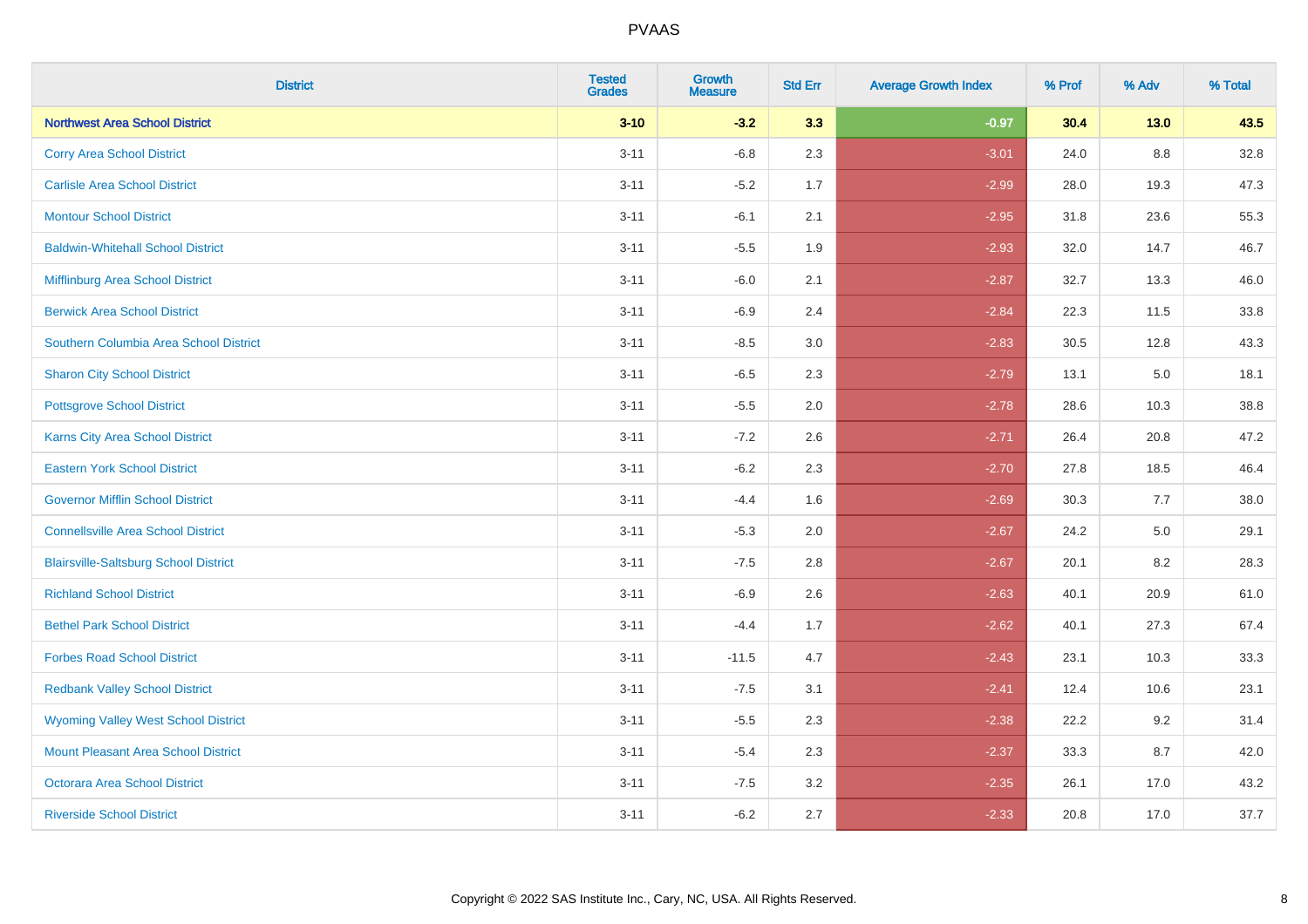| District | Tested Grades | Growth Measure | Std Err | Average Growth Index | % Prof | % Adv | % Total |
|---|---|---|---|---|---|---|---|
| **Northwest Area School District** | **3-10** | **-3.2** | **3.3** | **-0.97** | **30.4** | **13.0** | **43.5** |
| Corry Area School District | 3-11 | -6.8 | 2.3 | -3.01 | 24.0 | 8.8 | 32.8 |
| Carlisle Area School District | 3-11 | -5.2 | 1.7 | -2.99 | 28.0 | 19.3 | 47.3 |
| Montour School District | 3-11 | -6.1 | 2.1 | -2.95 | 31.8 | 23.6 | 55.3 |
| Baldwin-Whitehall School District | 3-11 | -5.5 | 1.9 | -2.93 | 32.0 | 14.7 | 46.7 |
| Mifflinburg Area School District | 3-11 | -6.0 | 2.1 | -2.87 | 32.7 | 13.3 | 46.0 |
| Berwick Area School District | 3-11 | -6.9 | 2.4 | -2.84 | 22.3 | 11.5 | 33.8 |
| Southern Columbia Area School District | 3-11 | -8.5 | 3.0 | -2.83 | 30.5 | 12.8 | 43.3 |
| Sharon City School District | 3-11 | -6.5 | 2.3 | -2.79 | 13.1 | 5.0 | 18.1 |
| Pottsgrove School District | 3-11 | -5.5 | 2.0 | -2.78 | 28.6 | 10.3 | 38.8 |
| Karns City Area School District | 3-11 | -7.2 | 2.6 | -2.71 | 26.4 | 20.8 | 47.2 |
| Eastern York School District | 3-11 | -6.2 | 2.3 | -2.70 | 27.8 | 18.5 | 46.4 |
| Governor Mifflin School District | 3-11 | -4.4 | 1.6 | -2.69 | 30.3 | 7.7 | 38.0 |
| Connellsville Area School District | 3-11 | -5.3 | 2.0 | -2.67 | 24.2 | 5.0 | 29.1 |
| Blairsville-Saltsburg School District | 3-11 | -7.5 | 2.8 | -2.67 | 20.1 | 8.2 | 28.3 |
| Richland School District | 3-11 | -6.9 | 2.6 | -2.63 | 40.1 | 20.9 | 61.0 |
| Bethel Park School District | 3-11 | -4.4 | 1.7 | -2.62 | 40.1 | 27.3 | 67.4 |
| Forbes Road School District | 3-11 | -11.5 | 4.7 | -2.43 | 23.1 | 10.3 | 33.3 |
| Redbank Valley School District | 3-11 | -7.5 | 3.1 | -2.41 | 12.4 | 10.6 | 23.1 |
| Wyoming Valley West School District | 3-11 | -5.5 | 2.3 | -2.38 | 22.2 | 9.2 | 31.4 |
| Mount Pleasant Area School District | 3-11 | -5.4 | 2.3 | -2.37 | 33.3 | 8.7 | 42.0 |
| Octorara Area School District | 3-11 | -7.5 | 3.2 | -2.35 | 26.1 | 17.0 | 43.2 |
| Riverside School District | 3-11 | -6.2 | 2.7 | -2.33 | 20.8 | 17.0 | 37.7 |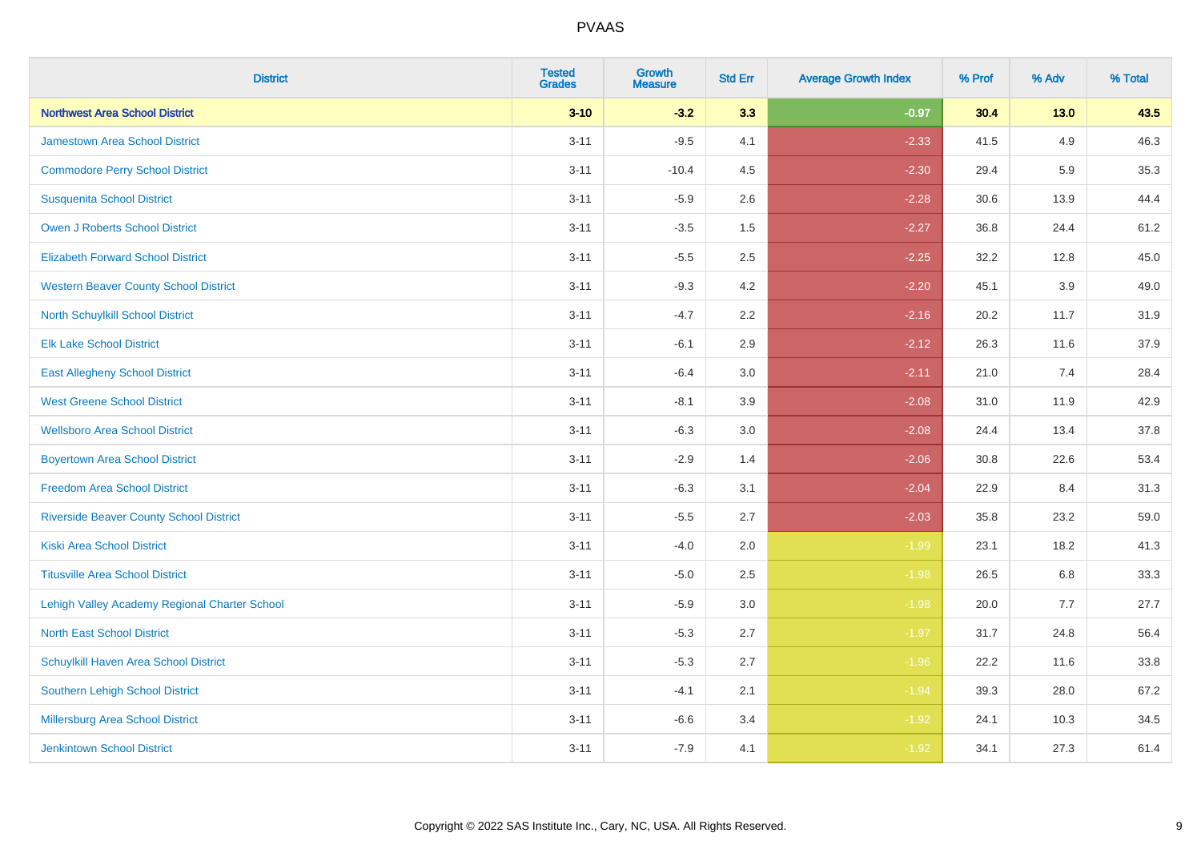| District | Tested Grades | Growth Measure | Std Err | Average Growth Index | % Prof | % Adv | % Total |
|---|---|---|---|---|---|---|---|
| **Northwest Area School District** | **3-10** | **-3.2** | **3.3** | **-0.97** | **30.4** | **13.0** | **43.5** |
| Jamestown Area School District | 3-11 | -9.5 | 4.1 | -2.33 | 41.5 | 4.9 | 46.3 |
| Commodore Perry School District | 3-11 | -10.4 | 4.5 | -2.30 | 29.4 | 5.9 | 35.3 |
| Susquenita School District | 3-11 | -5.9 | 2.6 | -2.28 | 30.6 | 13.9 | 44.4 |
| Owen J Roberts School District | 3-11 | -3.5 | 1.5 | -2.27 | 36.8 | 24.4 | 61.2 |
| Elizabeth Forward School District | 3-11 | -5.5 | 2.5 | -2.25 | 32.2 | 12.8 | 45.0 |
| Western Beaver County School District | 3-11 | -9.3 | 4.2 | -2.20 | 45.1 | 3.9 | 49.0 |
| North Schuylkill School District | 3-11 | -4.7 | 2.2 | -2.16 | 20.2 | 11.7 | 31.9 |
| Elk Lake School District | 3-11 | -6.1 | 2.9 | -2.12 | 26.3 | 11.6 | 37.9 |
| East Allegheny School District | 3-11 | -6.4 | 3.0 | -2.11 | 21.0 | 7.4 | 28.4 |
| West Greene School District | 3-11 | -8.1 | 3.9 | -2.08 | 31.0 | 11.9 | 42.9 |
| Wellsboro Area School District | 3-11 | -6.3 | 3.0 | -2.08 | 24.4 | 13.4 | 37.8 |
| Boyertown Area School District | 3-11 | -2.9 | 1.4 | -2.06 | 30.8 | 22.6 | 53.4 |
| Freedom Area School District | 3-11 | -6.3 | 3.1 | -2.04 | 22.9 | 8.4 | 31.3 |
| Riverside Beaver County School District | 3-11 | -5.5 | 2.7 | -2.03 | 35.8 | 23.2 | 59.0 |
| Kiski Area School District | 3-11 | -4.0 | 2.0 | -1.99 | 23.1 | 18.2 | 41.3 |
| Titusville Area School District | 3-11 | -5.0 | 2.5 | -1.98 | 26.5 | 6.8 | 33.3 |
| Lehigh Valley Academy Regional Charter School | 3-11 | -5.9 | 3.0 | -1.98 | 20.0 | 7.7 | 27.7 |
| North East School District | 3-11 | -5.3 | 2.7 | -1.97 | 31.7 | 24.8 | 56.4 |
| Schuylkill Haven Area School District | 3-11 | -5.3 | 2.7 | -1.96 | 22.2 | 11.6 | 33.8 |
| Southern Lehigh School District | 3-11 | -4.1 | 2.1 | -1.94 | 39.3 | 28.0 | 67.2 |
| Millersburg Area School District | 3-11 | -6.6 | 3.4 | -1.92 | 24.1 | 10.3 | 34.5 |
| Jenkintown School District | 3-11 | -7.9 | 4.1 | -1.92 | 34.1 | 27.3 | 61.4 |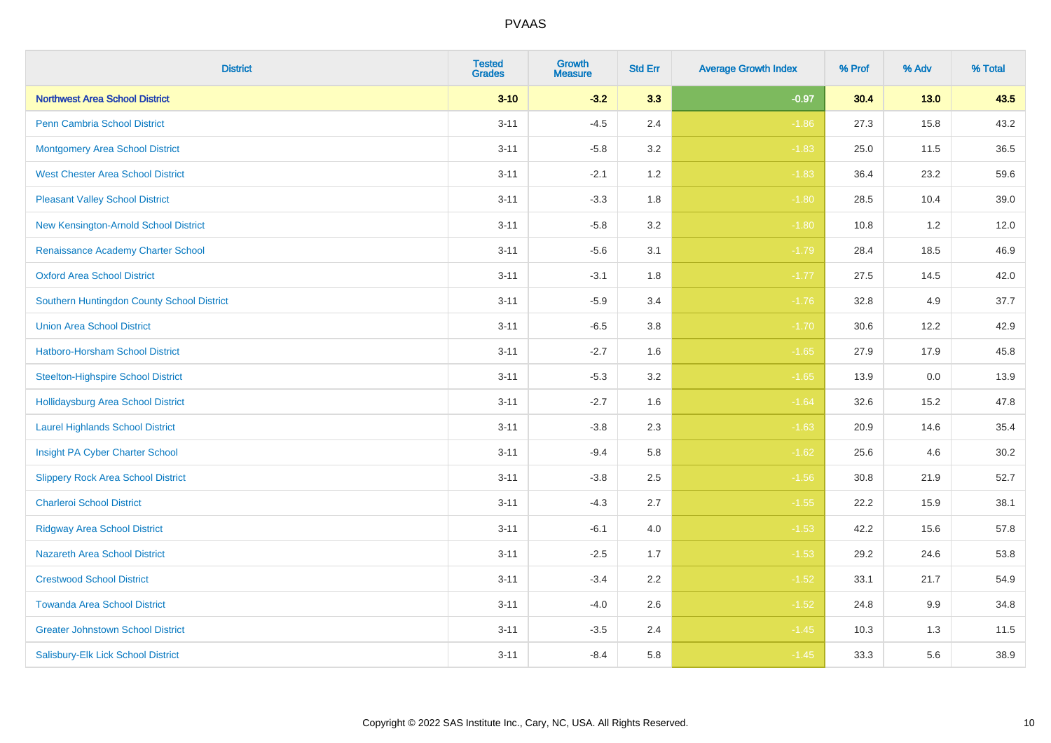# PVAAS

| District | Tested Grades | Growth Measure | Std Err | Average Growth Index | % Prof | % Adv | % Total |
|---|---|---|---|---|---|---|---|
| **Northwest Area School District** | **3-10** | **-3.2** | **3.3** | **-0.97** | **30.4** | **13.0** | **43.5** |
| Penn Cambria School District | 3-11 | -4.5 | 2.4 | -1.86 | 27.3 | 15.8 | 43.2 |
| Montgomery Area School District | 3-11 | -5.8 | 3.2 | -1.83 | 25.0 | 11.5 | 36.5 |
| West Chester Area School District | 3-11 | -2.1 | 1.2 | -1.83 | 36.4 | 23.2 | 59.6 |
| Pleasant Valley School District | 3-11 | -3.3 | 1.8 | -1.80 | 28.5 | 10.4 | 39.0 |
| New Kensington-Arnold School District | 3-11 | -5.8 | 3.2 | -1.80 | 10.8 | 1.2 | 12.0 |
| Renaissance Academy Charter School | 3-11 | -5.6 | 3.1 | -1.79 | 28.4 | 18.5 | 46.9 |
| Oxford Area School District | 3-11 | -3.1 | 1.8 | -1.77 | 27.5 | 14.5 | 42.0 |
| Southern Huntingdon County School District | 3-11 | -5.9 | 3.4 | -1.76 | 32.8 | 4.9 | 37.7 |
| Union Area School District | 3-11 | -6.5 | 3.8 | -1.70 | 30.6 | 12.2 | 42.9 |
| Hatboro-Horsham School District | 3-11 | -2.7 | 1.6 | -1.65 | 27.9 | 17.9 | 45.8 |
| Steelton-Highspire School District | 3-11 | -5.3 | 3.2 | -1.65 | 13.9 | 0.0 | 13.9 |
| Hollidaysburg Area School District | 3-11 | -2.7 | 1.6 | -1.64 | 32.6 | 15.2 | 47.8 |
| Laurel Highlands School District | 3-11 | -3.8 | 2.3 | -1.63 | 20.9 | 14.6 | 35.4 |
| Insight PA Cyber Charter School | 3-11 | -9.4 | 5.8 | -1.62 | 25.6 | 4.6 | 30.2 |
| Slippery Rock Area School District | 3-11 | -3.8 | 2.5 | -1.56 | 30.8 | 21.9 | 52.7 |
| Charleroi School District | 3-11 | -4.3 | 2.7 | -1.55 | 22.2 | 15.9 | 38.1 |
| Ridgway Area School District | 3-11 | -6.1 | 4.0 | -1.53 | 42.2 | 15.6 | 57.8 |
| Nazareth Area School District | 3-11 | -2.5 | 1.7 | -1.53 | 29.2 | 24.6 | 53.8 |
| Crestwood School District | 3-11 | -3.4 | 2.2 | -1.52 | 33.1 | 21.7 | 54.9 |
| Towanda Area School District | 3-11 | -4.0 | 2.6 | -1.52 | 24.8 | 9.9 | 34.8 |
| Greater Johnstown School District | 3-11 | -3.5 | 2.4 | -1.45 | 10.3 | 1.3 | 11.5 |
| Salisbury-Elk Lick School District | 3-11 | -8.4 | 5.8 | -1.45 | 33.3 | 5.6 | 38.9 |

Copyright © 2022 SAS Institute Inc., Cary, NC, USA. All Rights Reserved.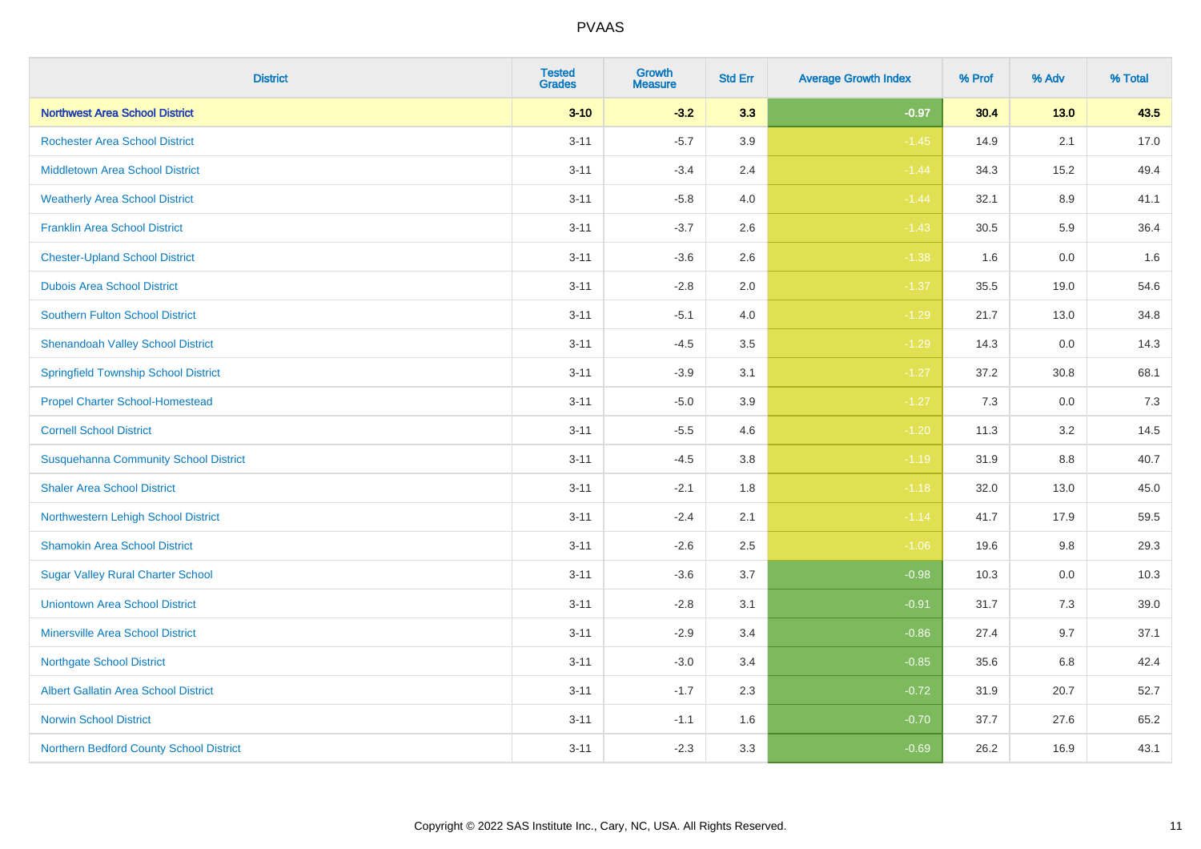# PVAAS

| District | Tested Grades | Growth Measure | Std Err | Average Growth Index | % Prof | % Adv | % Total |
|---|---|---|---|---|---|---|---|
| **Northwest Area School District** | **3-10** | **-3.2** | **3.3** | **-0.97** | **30.4** | **13.0** | **43.5** |
| Rochester Area School District | 3-11 | -5.7 | 3.9 | -1.45 | 14.9 | 2.1 | 17.0 |
| Middletown Area School District | 3-11 | -3.4 | 2.4 | -1.44 | 34.3 | 15.2 | 49.4 |
| Weatherly Area School District | 3-11 | -5.8 | 4.0 | -1.44 | 32.1 | 8.9 | 41.1 |
| Franklin Area School District | 3-11 | -3.7 | 2.6 | -1.43 | 30.5 | 5.9 | 36.4 |
| Chester-Upland School District | 3-11 | -3.6 | 2.6 | -1.38 | 1.6 | 0.0 | 1.6 |
| Dubois Area School District | 3-11 | -2.8 | 2.0 | -1.37 | 35.5 | 19.0 | 54.6 |
| Southern Fulton School District | 3-11 | -5.1 | 4.0 | -1.29 | 21.7 | 13.0 | 34.8 |
| Shenandoah Valley School District | 3-11 | -4.5 | 3.5 | -1.29 | 14.3 | 0.0 | 14.3 |
| Springfield Township School District | 3-11 | -3.9 | 3.1 | -1.27 | 37.2 | 30.8 | 68.1 |
| Propel Charter School-Homestead | 3-11 | -5.0 | 3.9 | -1.27 | 7.3 | 0.0 | 7.3 |
| Cornell School District | 3-11 | -5.5 | 4.6 | -1.20 | 11.3 | 3.2 | 14.5 |
| Susquehanna Community School District | 3-11 | -4.5 | 3.8 | -1.19 | 31.9 | 8.8 | 40.7 |
| Shaler Area School District | 3-11 | -2.1 | 1.8 | -1.18 | 32.0 | 13.0 | 45.0 |
| Northwestern Lehigh School District | 3-11 | -2.4 | 2.1 | -1.14 | 41.7 | 17.9 | 59.5 |
| Shamokin Area School District | 3-11 | -2.6 | 2.5 | -1.06 | 19.6 | 9.8 | 29.3 |
| Sugar Valley Rural Charter School | 3-11 | -3.6 | 3.7 | -0.98 | 10.3 | 0.0 | 10.3 |
| Uniontown Area School District | 3-11 | -2.8 | 3.1 | -0.91 | 31.7 | 7.3 | 39.0 |
| Minersville Area School District | 3-11 | -2.9 | 3.4 | -0.86 | 27.4 | 9.7 | 37.1 |
| Northgate School District | 3-11 | -3.0 | 3.4 | -0.85 | 35.6 | 6.8 | 42.4 |
| Albert Gallatin Area School District | 3-11 | -1.7 | 2.3 | -0.72 | 31.9 | 20.7 | 52.7 |
| Norwin School District | 3-11 | -1.1 | 1.6 | -0.70 | 37.7 | 27.6 | 65.2 |
| Northern Bedford County School District | 3-11 | -2.3 | 3.3 | -0.69 | 26.2 | 16.9 | 43.1 |

Copyright © 2022 SAS Institute Inc., Cary, NC, USA. All Rights Reserved.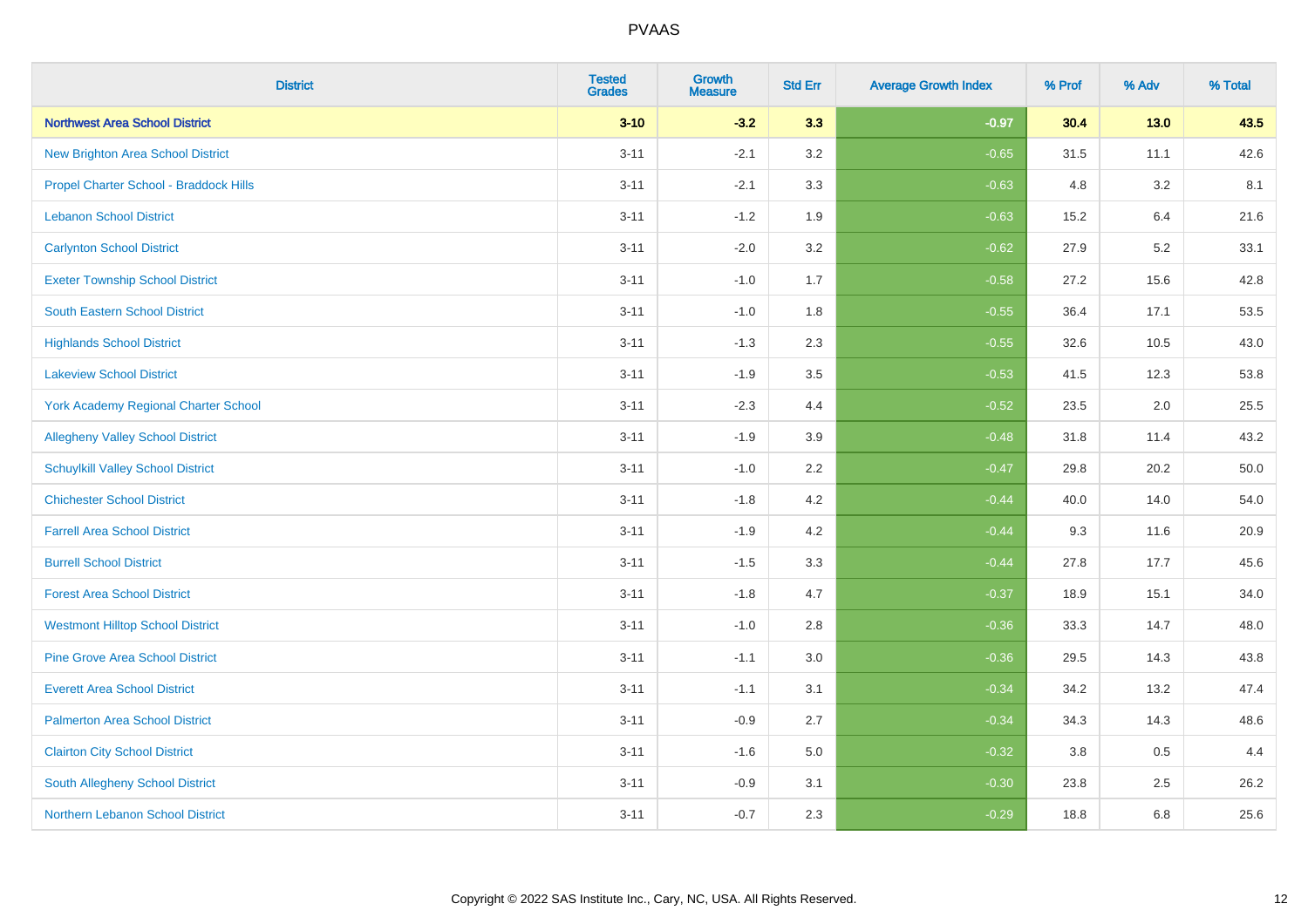| District | Tested Grades | Growth Measure | Std Err | Average Growth Index | % Prof | % Adv | % Total |
|---|---|---|---|---|---|---|---|
| **Northwest Area School District** | **3-10** | **-3.2** | **3.3** | **-0.97** | **30.4** | **13.0** | **43.5** |
| New Brighton Area School District | 3-11 | -2.1 | 3.2 | -0.65 | 31.5 | 11.1 | 42.6 |
| Propel Charter School - Braddock Hills | 3-11 | -2.1 | 3.3 | -0.63 | 4.8 | 3.2 | 8.1 |
| Lebanon School District | 3-11 | -1.2 | 1.9 | -0.63 | 15.2 | 6.4 | 21.6 |
| Carlynton School District | 3-11 | -2.0 | 3.2 | -0.62 | 27.9 | 5.2 | 33.1 |
| Exeter Township School District | 3-11 | -1.0 | 1.7 | -0.58 | 27.2 | 15.6 | 42.8 |
| South Eastern School District | 3-11 | -1.0 | 1.8 | -0.55 | 36.4 | 17.1 | 53.5 |
| Highlands School District | 3-11 | -1.3 | 2.3 | -0.55 | 32.6 | 10.5 | 43.0 |
| Lakeview School District | 3-11 | -1.9 | 3.5 | -0.53 | 41.5 | 12.3 | 53.8 |
| York Academy Regional Charter School | 3-11 | -2.3 | 4.4 | -0.52 | 23.5 | 2.0 | 25.5 |
| Allegheny Valley School District | 3-11 | -1.9 | 3.9 | -0.48 | 31.8 | 11.4 | 43.2 |
| Schuylkill Valley School District | 3-11 | -1.0 | 2.2 | -0.47 | 29.8 | 20.2 | 50.0 |
| Chichester School District | 3-11 | -1.8 | 4.2 | -0.44 | 40.0 | 14.0 | 54.0 |
| Farrell Area School District | 3-11 | -1.9 | 4.2 | -0.44 | 9.3 | 11.6 | 20.9 |
| Burrell School District | 3-11 | -1.5 | 3.3 | -0.44 | 27.8 | 17.7 | 45.6 |
| Forest Area School District | 3-11 | -1.8 | 4.7 | -0.37 | 18.9 | 15.1 | 34.0 |
| Westmont Hilltop School District | 3-11 | -1.0 | 2.8 | -0.36 | 33.3 | 14.7 | 48.0 |
| Pine Grove Area School District | 3-11 | -1.1 | 3.0 | -0.36 | 29.5 | 14.3 | 43.8 |
| Everett Area School District | 3-11 | -1.1 | 3.1 | -0.34 | 34.2 | 13.2 | 47.4 |
| Palmerton Area School District | 3-11 | -0.9 | 2.7 | -0.34 | 34.3 | 14.3 | 48.6 |
| Clairton City School District | 3-11 | -1.6 | 5.0 | -0.32 | 3.8 | 0.5 | 4.4 |
| South Allegheny School District | 3-11 | -0.9 | 3.1 | -0.30 | 23.8 | 2.5 | 26.2 |
| Northern Lebanon School District | 3-11 | -0.7 | 2.3 | -0.29 | 18.8 | 6.8 | 25.6 |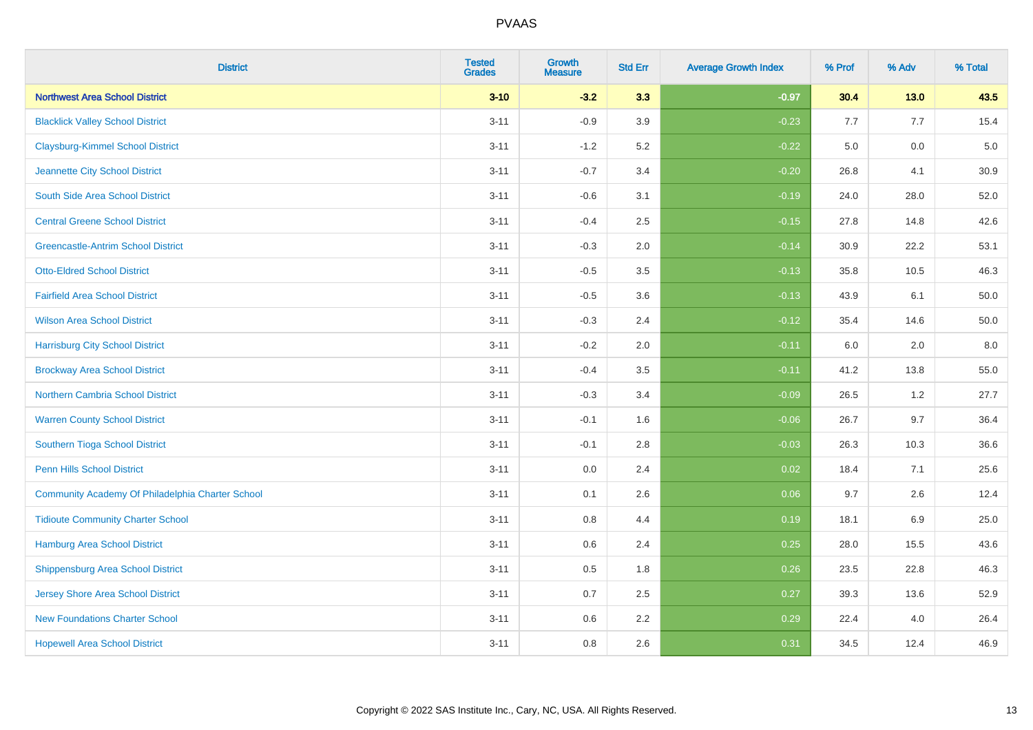# PVAAS

| District | Tested Grades | Growth Measure | Std Err | Average Growth Index | % Prof | % Adv | % Total |
|---|---|---|---|---|---|---|---|
| **Northwest Area School District** | **3-10** | **-3.2** | **3.3** | **-0.97** | **30.4** | **13.0** | **43.5** |
| Blacklick Valley School District | 3-11 | -0.9 | 3.9 | -0.23 | 7.7 | 7.7 | 15.4 |
| Claysburg-Kimmel School District | 3-11 | -1.2 | 5.2 | -0.22 | 5.0 | 0.0 | 5.0 |
| Jeannette City School District | 3-11 | -0.7 | 3.4 | -0.20 | 26.8 | 4.1 | 30.9 |
| South Side Area School District | 3-11 | -0.6 | 3.1 | -0.19 | 24.0 | 28.0 | 52.0 |
| Central Greene School District | 3-11 | -0.4 | 2.5 | -0.15 | 27.8 | 14.8 | 42.6 |
| Greencastle-Antrim School District | 3-11 | -0.3 | 2.0 | -0.14 | 30.9 | 22.2 | 53.1 |
| Otto-Eldred School District | 3-11 | -0.5 | 3.5 | -0.13 | 35.8 | 10.5 | 46.3 |
| Fairfield Area School District | 3-11 | -0.5 | 3.6 | -0.13 | 43.9 | 6.1 | 50.0 |
| Wilson Area School District | 3-11 | -0.3 | 2.4 | -0.12 | 35.4 | 14.6 | 50.0 |
| Harrisburg City School District | 3-11 | -0.2 | 2.0 | -0.11 | 6.0 | 2.0 | 8.0 |
| Brockway Area School District | 3-11 | -0.4 | 3.5 | -0.11 | 41.2 | 13.8 | 55.0 |
| Northern Cambria School District | 3-11 | -0.3 | 3.4 | -0.09 | 26.5 | 1.2 | 27.7 |
| Warren County School District | 3-11 | -0.1 | 1.6 | -0.06 | 26.7 | 9.7 | 36.4 |
| Southern Tioga School District | 3-11 | -0.1 | 2.8 | -0.03 | 26.3 | 10.3 | 36.6 |
| Penn Hills School District | 3-11 | 0.0 | 2.4 | 0.02 | 18.4 | 7.1 | 25.6 |
| Community Academy Of Philadelphia Charter School | 3-11 | 0.1 | 2.6 | 0.06 | 9.7 | 2.6 | 12.4 |
| Tidioute Community Charter School | 3-11 | 0.8 | 4.4 | 0.19 | 18.1 | 6.9 | 25.0 |
| Hamburg Area School District | 3-11 | 0.6 | 2.4 | 0.25 | 28.0 | 15.5 | 43.6 |
| Shippensburg Area School District | 3-11 | 0.5 | 1.8 | 0.26 | 23.5 | 22.8 | 46.3 |
| Jersey Shore Area School District | 3-11 | 0.7 | 2.5 | 0.27 | 39.3 | 13.6 | 52.9 |
| New Foundations Charter School | 3-11 | 0.6 | 2.2 | 0.29 | 22.4 | 4.0 | 26.4 |
| Hopewell Area School District | 3-11 | 0.8 | 2.6 | 0.31 | 34.5 | 12.4 | 46.9 |

Copyright © 2022 SAS Institute Inc., Cary, NC, USA. All Rights Reserved.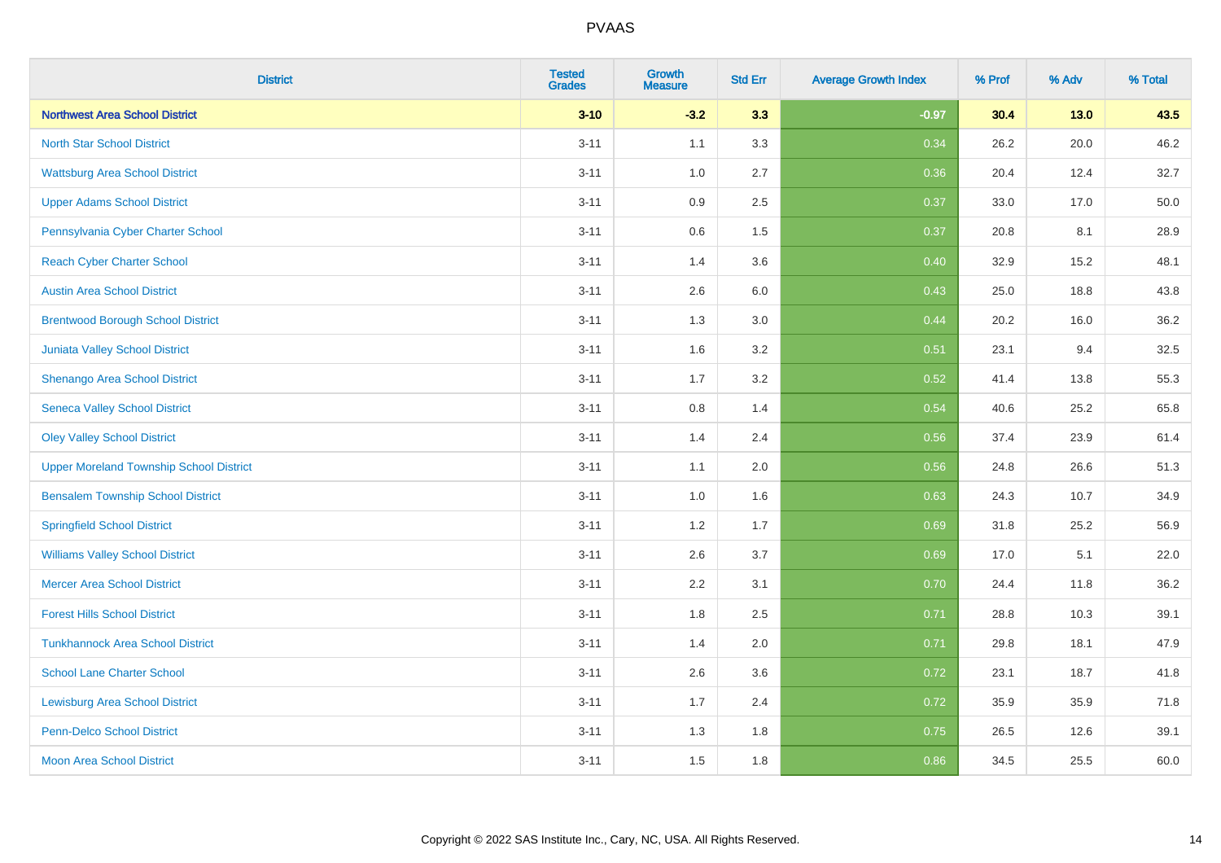# PVAAS

| District | Tested Grades | Growth Measure | Std Err | Average Growth Index | % Prof | % Adv | % Total |
|---|---|---|---|---|---|---|---|
| **Northwest Area School District** | **3-10** | **-3.2** | **3.3** | **-0.97** | **30.4** | **13.0** | **43.5** |
| North Star School District | 3-11 | 1.1 | 3.3 | 0.34 | 26.2 | 20.0 | 46.2 |
| Wattsburg Area School District | 3-11 | 1.0 | 2.7 | 0.36 | 20.4 | 12.4 | 32.7 |
| Upper Adams School District | 3-11 | 0.9 | 2.5 | 0.37 | 33.0 | 17.0 | 50.0 |
| Pennsylvania Cyber Charter School | 3-11 | 0.6 | 1.5 | 0.37 | 20.8 | 8.1 | 28.9 |
| Reach Cyber Charter School | 3-11 | 1.4 | 3.6 | 0.40 | 32.9 | 15.2 | 48.1 |
| Austin Area School District | 3-11 | 2.6 | 6.0 | 0.43 | 25.0 | 18.8 | 43.8 |
| Brentwood Borough School District | 3-11 | 1.3 | 3.0 | 0.44 | 20.2 | 16.0 | 36.2 |
| Juniata Valley School District | 3-11 | 1.6 | 3.2 | 0.51 | 23.1 | 9.4 | 32.5 |
| Shenango Area School District | 3-11 | 1.7 | 3.2 | 0.52 | 41.4 | 13.8 | 55.3 |
| Seneca Valley School District | 3-11 | 0.8 | 1.4 | 0.54 | 40.6 | 25.2 | 65.8 |
| Oley Valley School District | 3-11 | 1.4 | 2.4 | 0.56 | 37.4 | 23.9 | 61.4 |
| Upper Moreland Township School District | 3-11 | 1.1 | 2.0 | 0.56 | 24.8 | 26.6 | 51.3 |
| Bensalem Township School District | 3-11 | 1.0 | 1.6 | 0.63 | 24.3 | 10.7 | 34.9 |
| Springfield School District | 3-11 | 1.2 | 1.7 | 0.69 | 31.8 | 25.2 | 56.9 |
| Williams Valley School District | 3-11 | 2.6 | 3.7 | 0.69 | 17.0 | 5.1 | 22.0 |
| Mercer Area School District | 3-11 | 2.2 | 3.1 | 0.70 | 24.4 | 11.8 | 36.2 |
| Forest Hills School District | 3-11 | 1.8 | 2.5 | 0.71 | 28.8 | 10.3 | 39.1 |
| Tunkhannock Area School District | 3-11 | 1.4 | 2.0 | 0.71 | 29.8 | 18.1 | 47.9 |
| School Lane Charter School | 3-11 | 2.6 | 3.6 | 0.72 | 23.1 | 18.7 | 41.8 |
| Lewisburg Area School District | 3-11 | 1.7 | 2.4 | 0.72 | 35.9 | 35.9 | 71.8 |
| Penn-Delco School District | 3-11 | 1.3 | 1.8 | 0.75 | 26.5 | 12.6 | 39.1 |
| Moon Area School District | 3-11 | 1.5 | 1.8 | 0.86 | 34.5 | 25.5 | 60.0 |

Copyright © 2022 SAS Institute Inc., Cary, NC, USA. All Rights Reserved.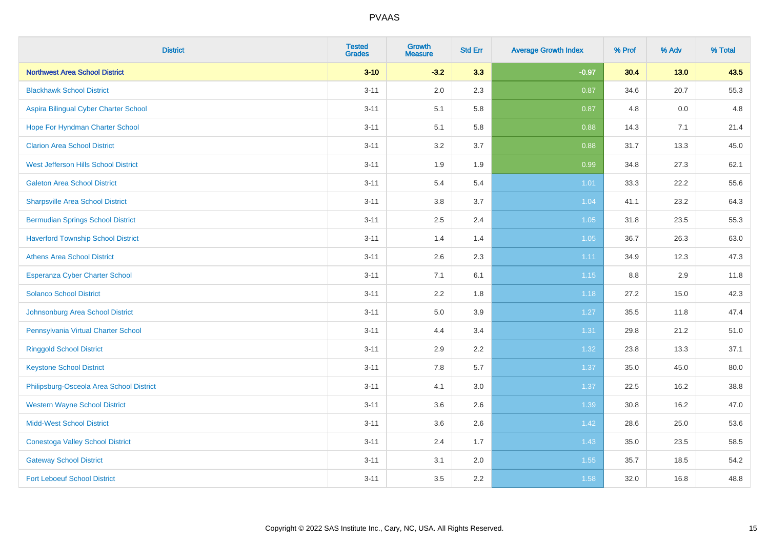# PVAAS

| District | Tested Grades | Growth Measure | Std Err | Average Growth Index | % Prof | % Adv | % Total |
|---|---|---|---|---|---|---|---|
| **Northwest Area School District** | **3-10** | **-3.2** | **3.3** | **-0.97** | **30.4** | **13.0** | **43.5** |
| Blackhawk School District | 3-11 | 2.0 | 2.3 | 0.87 | 34.6 | 20.7 | 55.3 |
| Aspira Bilingual Cyber Charter School | 3-11 | 5.1 | 5.8 | 0.87 | 4.8 | 0.0 | 4.8 |
| Hope For Hyndman Charter School | 3-11 | 5.1 | 5.8 | 0.88 | 14.3 | 7.1 | 21.4 |
| Clarion Area School District | 3-11 | 3.2 | 3.7 | 0.88 | 31.7 | 13.3 | 45.0 |
| West Jefferson Hills School District | 3-11 | 1.9 | 1.9 | 0.99 | 34.8 | 27.3 | 62.1 |
| Galeton Area School District | 3-11 | 5.4 | 5.4 | 1.01 | 33.3 | 22.2 | 55.6 |
| Sharpsville Area School District | 3-11 | 3.8 | 3.7 | 1.04 | 41.1 | 23.2 | 64.3 |
| Bermudian Springs School District | 3-11 | 2.5 | 2.4 | 1.05 | 31.8 | 23.5 | 55.3 |
| Haverford Township School District | 3-11 | 1.4 | 1.4 | 1.05 | 36.7 | 26.3 | 63.0 |
| Athens Area School District | 3-11 | 2.6 | 2.3 | 1.11 | 34.9 | 12.3 | 47.3 |
| Esperanza Cyber Charter School | 3-11 | 7.1 | 6.1 | 1.15 | 8.8 | 2.9 | 11.8 |
| Solanco School District | 3-11 | 2.2 | 1.8 | 1.18 | 27.2 | 15.0 | 42.3 |
| Johnsonburg Area School District | 3-11 | 5.0 | 3.9 | 1.27 | 35.5 | 11.8 | 47.4 |
| Pennsylvania Virtual Charter School | 3-11 | 4.4 | 3.4 | 1.31 | 29.8 | 21.2 | 51.0 |
| Ringgold School District | 3-11 | 2.9 | 2.2 | 1.32 | 23.8 | 13.3 | 37.1 |
| Keystone School District | 3-11 | 7.8 | 5.7 | 1.37 | 35.0 | 45.0 | 80.0 |
| Philipsburg-Osceola Area School District | 3-11 | 4.1 | 3.0 | 1.37 | 22.5 | 16.2 | 38.8 |
| Western Wayne School District | 3-11 | 3.6 | 2.6 | 1.39 | 30.8 | 16.2 | 47.0 |
| Midd-West School District | 3-11 | 3.6 | 2.6 | 1.42 | 28.6 | 25.0 | 53.6 |
| Conestoga Valley School District | 3-11 | 2.4 | 1.7 | 1.43 | 35.0 | 23.5 | 58.5 |
| Gateway School District | 3-11 | 3.1 | 2.0 | 1.55 | 35.7 | 18.5 | 54.2 |
| Fort Leboeuf School District | 3-11 | 3.5 | 2.2 | 1.58 | 32.0 | 16.8 | 48.8 |

Copyright © 2022 SAS Institute Inc., Cary, NC, USA. All Rights Reserved.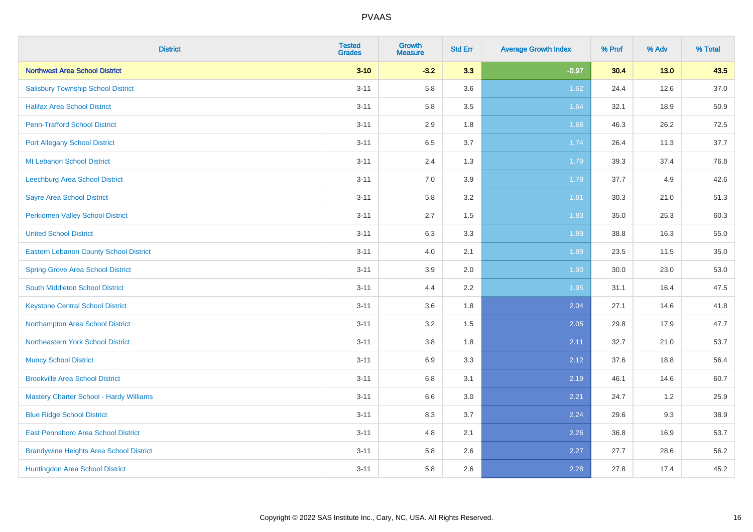# PVAAS

| District | Tested Grades | Growth Measure | Std Err | Average Growth Index | % Prof | % Adv | % Total |
|---|---|---|---|---|---|---|---|
| **Northwest Area School District** | **3-10** | **-3.2** | **3.3** | **-0.97** | **30.4** | **13.0** | **43.5** |
| Salisbury Township School District | 3-11 | 5.8 | 3.6 | 1.62 | 24.4 | 12.6 | 37.0 |
| Halifax Area School District | 3-11 | 5.8 | 3.5 | 1.64 | 32.1 | 18.9 | 50.9 |
| Penn-Trafford School District | 3-11 | 2.9 | 1.8 | 1.68 | 46.3 | 26.2 | 72.5 |
| Port Allegany School District | 3-11 | 6.5 | 3.7 | 1.74 | 26.4 | 11.3 | 37.7 |
| Mt Lebanon School District | 3-11 | 2.4 | 1.3 | 1.79 | 39.3 | 37.4 | 76.8 |
| Leechburg Area School District | 3-11 | 7.0 | 3.9 | 1.79 | 37.7 | 4.9 | 42.6 |
| Sayre Area School District | 3-11 | 5.8 | 3.2 | 1.81 | 30.3 | 21.0 | 51.3 |
| Perkiomen Valley School District | 3-11 | 2.7 | 1.5 | 1.83 | 35.0 | 25.3 | 60.3 |
| United School District | 3-11 | 6.3 | 3.3 | 1.89 | 38.8 | 16.3 | 55.0 |
| Eastern Lebanon County School District | 3-11 | 4.0 | 2.1 | 1.89 | 23.5 | 11.5 | 35.0 |
| Spring Grove Area School District | 3-11 | 3.9 | 2.0 | 1.90 | 30.0 | 23.0 | 53.0 |
| South Middleton School District | 3-11 | 4.4 | 2.2 | 1.95 | 31.1 | 16.4 | 47.5 |
| Keystone Central School District | 3-11 | 3.6 | 1.8 | 2.04 | 27.1 | 14.6 | 41.8 |
| Northampton Area School District | 3-11 | 3.2 | 1.5 | 2.05 | 29.8 | 17.9 | 47.7 |
| Northeastern York School District | 3-11 | 3.8 | 1.8 | 2.11 | 32.7 | 21.0 | 53.7 |
| Muncy School District | 3-11 | 6.9 | 3.3 | 2.12 | 37.6 | 18.8 | 56.4 |
| Brookville Area School District | 3-11 | 6.8 | 3.1 | 2.19 | 46.1 | 14.6 | 60.7 |
| Mastery Charter School - Hardy Williams | 3-11 | 6.6 | 3.0 | 2.21 | 24.7 | 1.2 | 25.9 |
| Blue Ridge School District | 3-11 | 8.3 | 3.7 | 2.24 | 29.6 | 9.3 | 38.9 |
| East Pennsboro Area School District | 3-11 | 4.8 | 2.1 | 2.26 | 36.8 | 16.9 | 53.7 |
| Brandywine Heights Area School District | 3-11 | 5.8 | 2.6 | 2.27 | 27.7 | 28.6 | 56.2 |
| Huntingdon Area School District | 3-11 | 5.8 | 2.6 | 2.28 | 27.8 | 17.4 | 45.2 |

Copyright © 2022 SAS Institute Inc., Cary, NC, USA. All Rights Reserved.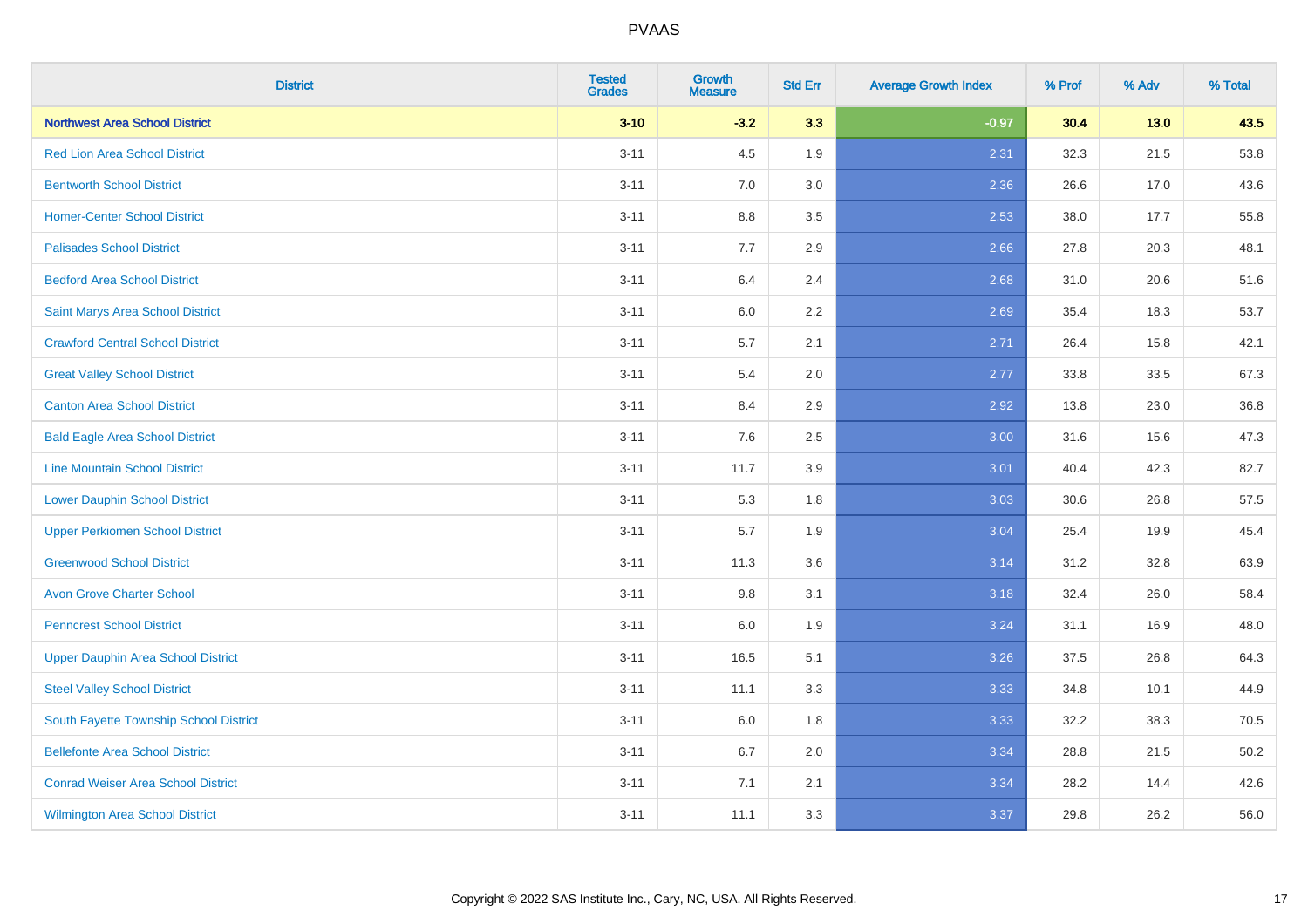| District | Tested Grades | Growth Measure | Std Err | Average Growth Index | % Prof | % Adv | % Total |
|---|---|---|---|---|---|---|---|
| **Northwest Area School District** | **3-10** | **-3.2** | **3.3** | **-0.97** | **30.4** | **13.0** | **43.5** |
| Red Lion Area School District | 3-11 | 4.5 | 1.9 | 2.31 | 32.3 | 21.5 | 53.8 |
| Bentworth School District | 3-11 | 7.0 | 3.0 | 2.36 | 26.6 | 17.0 | 43.6 |
| Homer-Center School District | 3-11 | 8.8 | 3.5 | 2.53 | 38.0 | 17.7 | 55.8 |
| Palisades School District | 3-11 | 7.7 | 2.9 | 2.66 | 27.8 | 20.3 | 48.1 |
| Bedford Area School District | 3-11 | 6.4 | 2.4 | 2.68 | 31.0 | 20.6 | 51.6 |
| Saint Marys Area School District | 3-11 | 6.0 | 2.2 | 2.69 | 35.4 | 18.3 | 53.7 |
| Crawford Central School District | 3-11 | 5.7 | 2.1 | 2.71 | 26.4 | 15.8 | 42.1 |
| Great Valley School District | 3-11 | 5.4 | 2.0 | 2.77 | 33.8 | 33.5 | 67.3 |
| Canton Area School District | 3-11 | 8.4 | 2.9 | 2.92 | 13.8 | 23.0 | 36.8 |
| Bald Eagle Area School District | 3-11 | 7.6 | 2.5 | 3.00 | 31.6 | 15.6 | 47.3 |
| Line Mountain School District | 3-11 | 11.7 | 3.9 | 3.01 | 40.4 | 42.3 | 82.7 |
| Lower Dauphin School District | 3-11 | 5.3 | 1.8 | 3.03 | 30.6 | 26.8 | 57.5 |
| Upper Perkiomen School District | 3-11 | 5.7 | 1.9 | 3.04 | 25.4 | 19.9 | 45.4 |
| Greenwood School District | 3-11 | 11.3 | 3.6 | 3.14 | 31.2 | 32.8 | 63.9 |
| Avon Grove Charter School | 3-11 | 9.8 | 3.1 | 3.18 | 32.4 | 26.0 | 58.4 |
| Penncrest School District | 3-11 | 6.0 | 1.9 | 3.24 | 31.1 | 16.9 | 48.0 |
| Upper Dauphin Area School District | 3-11 | 16.5 | 5.1 | 3.26 | 37.5 | 26.8 | 64.3 |
| Steel Valley School District | 3-11 | 11.1 | 3.3 | 3.33 | 34.8 | 10.1 | 44.9 |
| South Fayette Township School District | 3-11 | 6.0 | 1.8 | 3.33 | 32.2 | 38.3 | 70.5 |
| Bellefonte Area School District | 3-11 | 6.7 | 2.0 | 3.34 | 28.8 | 21.5 | 50.2 |
| Conrad Weiser Area School District | 3-11 | 7.1 | 2.1 | 3.34 | 28.2 | 14.4 | 42.6 |
| Wilmington Area School District | 3-11 | 11.1 | 3.3 | 3.37 | 29.8 | 26.2 | 56.0 |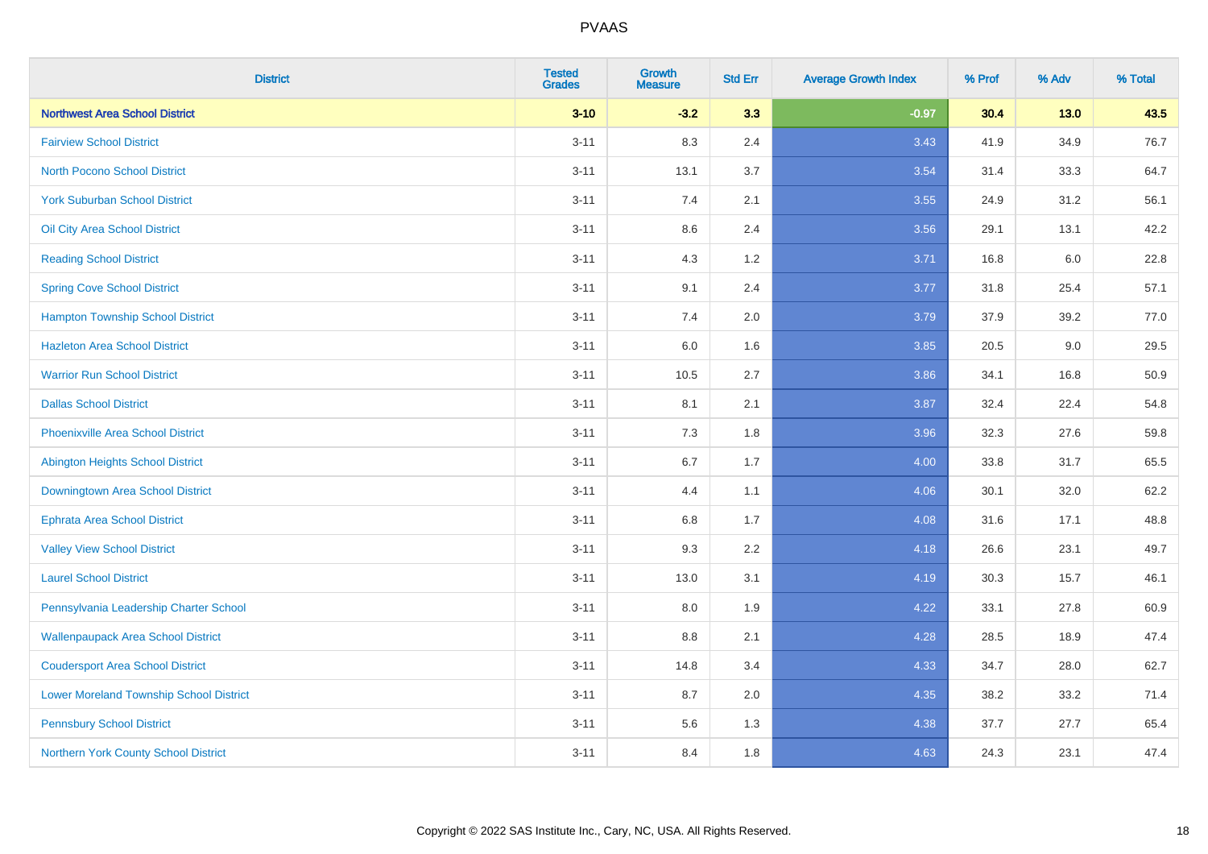| District | Tested Grades | Growth Measure | Std Err | Average Growth Index | % Prof | % Adv | % Total |
|---|---|---|---|---|---|---|---|
| **Northwest Area School District** | **3-10** | **-3.2** | **3.3** | **-0.97** | **30.4** | **13.0** | **43.5** |
| Fairview School District | 3-11 | 8.3 | 2.4 | 3.43 | 41.9 | 34.9 | 76.7 |
| North Pocono School District | 3-11 | 13.1 | 3.7 | 3.54 | 31.4 | 33.3 | 64.7 |
| York Suburban School District | 3-11 | 7.4 | 2.1 | 3.55 | 24.9 | 31.2 | 56.1 |
| Oil City Area School District | 3-11 | 8.6 | 2.4 | 3.56 | 29.1 | 13.1 | 42.2 |
| Reading School District | 3-11 | 4.3 | 1.2 | 3.71 | 16.8 | 6.0 | 22.8 |
| Spring Cove School District | 3-11 | 9.1 | 2.4 | 3.77 | 31.8 | 25.4 | 57.1 |
| Hampton Township School District | 3-11 | 7.4 | 2.0 | 3.79 | 37.9 | 39.2 | 77.0 |
| Hazleton Area School District | 3-11 | 6.0 | 1.6 | 3.85 | 20.5 | 9.0 | 29.5 |
| Warrior Run School District | 3-11 | 10.5 | 2.7 | 3.86 | 34.1 | 16.8 | 50.9 |
| Dallas School District | 3-11 | 8.1 | 2.1 | 3.87 | 32.4 | 22.4 | 54.8 |
| Phoenixville Area School District | 3-11 | 7.3 | 1.8 | 3.96 | 32.3 | 27.6 | 59.8 |
| Abington Heights School District | 3-11 | 6.7 | 1.7 | 4.00 | 33.8 | 31.7 | 65.5 |
| Downingtown Area School District | 3-11 | 4.4 | 1.1 | 4.06 | 30.1 | 32.0 | 62.2 |
| Ephrata Area School District | 3-11 | 6.8 | 1.7 | 4.08 | 31.6 | 17.1 | 48.8 |
| Valley View School District | 3-11 | 9.3 | 2.2 | 4.18 | 26.6 | 23.1 | 49.7 |
| Laurel School District | 3-11 | 13.0 | 3.1 | 4.19 | 30.3 | 15.7 | 46.1 |
| Pennsylvania Leadership Charter School | 3-11 | 8.0 | 1.9 | 4.22 | 33.1 | 27.8 | 60.9 |
| Wallenpaupack Area School District | 3-11 | 8.8 | 2.1 | 4.28 | 28.5 | 18.9 | 47.4 |
| Coudersport Area School District | 3-11 | 14.8 | 3.4 | 4.33 | 34.7 | 28.0 | 62.7 |
| Lower Moreland Township School District | 3-11 | 8.7 | 2.0 | 4.35 | 38.2 | 33.2 | 71.4 |
| Pennsbury School District | 3-11 | 5.6 | 1.3 | 4.38 | 37.7 | 27.7 | 65.4 |
| Northern York County School District | 3-11 | 8.4 | 1.8 | 4.63 | 24.3 | 23.1 | 47.4 |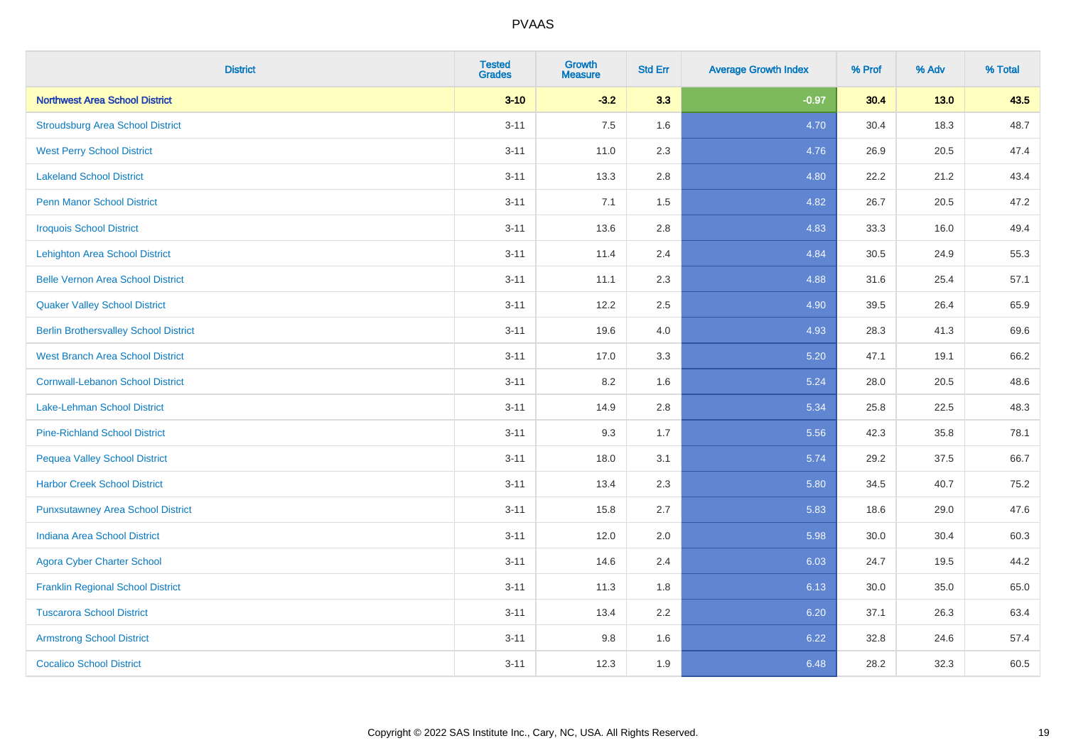PVAAS

| District | Tested Grades | Growth Measure | Std Err | Average Growth Index | % Prof | % Adv | % Total |
|---|---|---|---|---|---|---|---|
| **Northwest Area School District** | **3-10** | **-3.2** | **3.3** | **-0.97** | **30.4** | **13.0** | **43.5** |
| Stroudsburg Area School District | 3-11 | 7.5 | 1.6 | 4.70 | 30.4 | 18.3 | 48.7 |
| West Perry School District | 3-11 | 11.0 | 2.3 | 4.76 | 26.9 | 20.5 | 47.4 |
| Lakeland School District | 3-11 | 13.3 | 2.8 | 4.80 | 22.2 | 21.2 | 43.4 |
| Penn Manor School District | 3-11 | 7.1 | 1.5 | 4.82 | 26.7 | 20.5 | 47.2 |
| Iroquois School District | 3-11 | 13.6 | 2.8 | 4.83 | 33.3 | 16.0 | 49.4 |
| Lehighton Area School District | 3-11 | 11.4 | 2.4 | 4.84 | 30.5 | 24.9 | 55.3 |
| Belle Vernon Area School District | 3-11 | 11.1 | 2.3 | 4.88 | 31.6 | 25.4 | 57.1 |
| Quaker Valley School District | 3-11 | 12.2 | 2.5 | 4.90 | 39.5 | 26.4 | 65.9 |
| Berlin Brothersvalley School District | 3-11 | 19.6 | 4.0 | 4.93 | 28.3 | 41.3 | 69.6 |
| West Branch Area School District | 3-11 | 17.0 | 3.3 | 5.20 | 47.1 | 19.1 | 66.2 |
| Cornwall-Lebanon School District | 3-11 | 8.2 | 1.6 | 5.24 | 28.0 | 20.5 | 48.6 |
| Lake-Lehman School District | 3-11 | 14.9 | 2.8 | 5.34 | 25.8 | 22.5 | 48.3 |
| Pine-Richland School District | 3-11 | 9.3 | 1.7 | 5.56 | 42.3 | 35.8 | 78.1 |
| Pequea Valley School District | 3-11 | 18.0 | 3.1 | 5.74 | 29.2 | 37.5 | 66.7 |
| Harbor Creek School District | 3-11 | 13.4 | 2.3 | 5.80 | 34.5 | 40.7 | 75.2 |
| Punxsutawney Area School District | 3-11 | 15.8 | 2.7 | 5.83 | 18.6 | 29.0 | 47.6 |
| Indiana Area School District | 3-11 | 12.0 | 2.0 | 5.98 | 30.0 | 30.4 | 60.3 |
| Agora Cyber Charter School | 3-11 | 14.6 | 2.4 | 6.03 | 24.7 | 19.5 | 44.2 |
| Franklin Regional School District | 3-11 | 11.3 | 1.8 | 6.13 | 30.0 | 35.0 | 65.0 |
| Tuscarora School District | 3-11 | 13.4 | 2.2 | 6.20 | 37.1 | 26.3 | 63.4 |
| Armstrong School District | 3-11 | 9.8 | 1.6 | 6.22 | 32.8 | 24.6 | 57.4 |
| Cocalico School District | 3-11 | 12.3 | 1.9 | 6.48 | 28.2 | 32.3 | 60.5 |

Copyright © 2022 SAS Institute Inc., Cary, NC, USA. All Rights Reserved.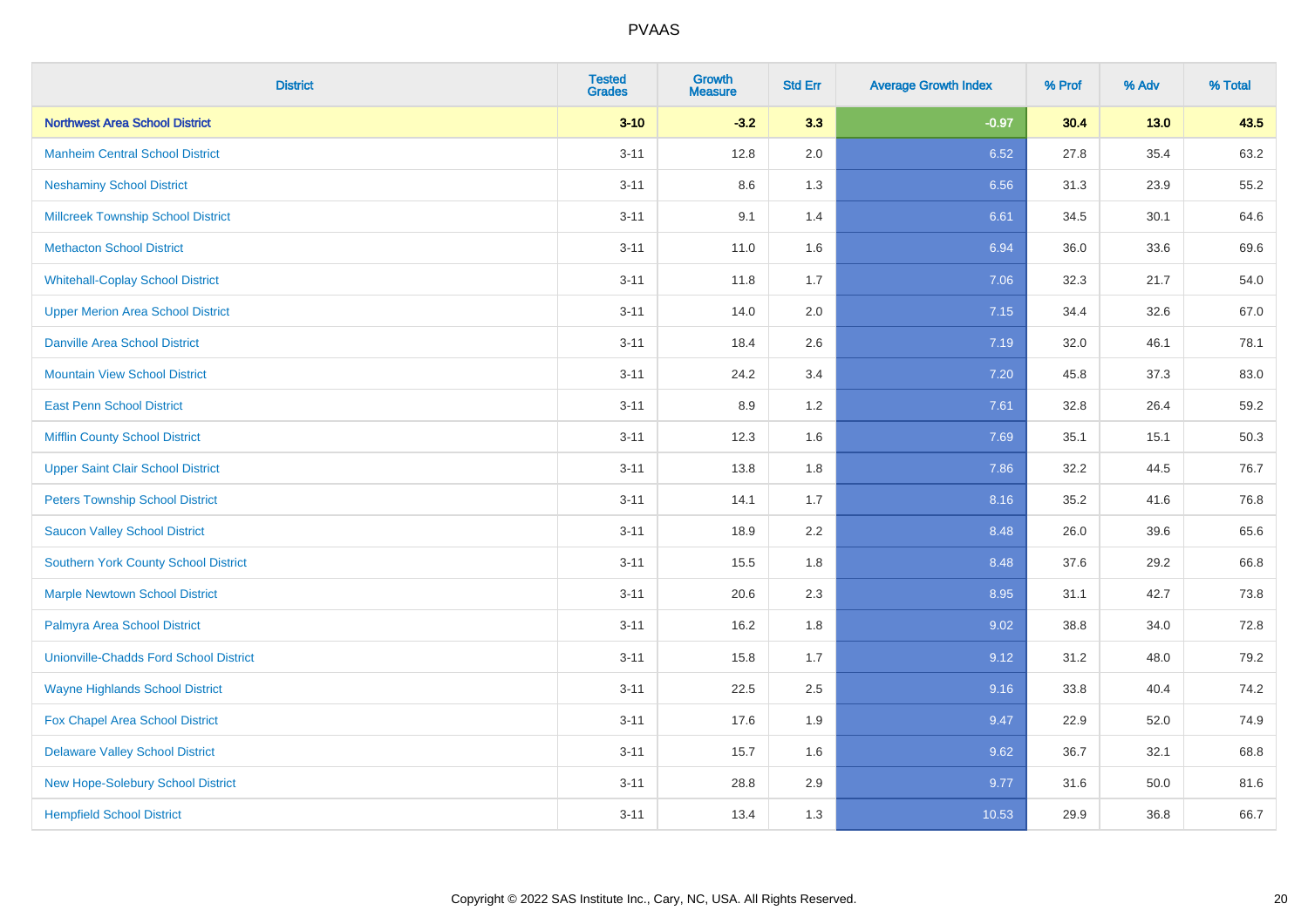# PVAAS

| District | Tested Grades | Growth Measure | Std Err | Average Growth Index | % Prof | % Adv | % Total |
|---|---|---|---|---|---|---|---|
| **Northwest Area School District** | **3-10** | **-3.2** | **3.3** | **-0.97** | **30.4** | **13.0** | **43.5** |
| Manheim Central School District | 3-11 | 12.8 | 2.0 | 6.52 | 27.8 | 35.4 | 63.2 |
| Neshaminy School District | 3-11 | 8.6 | 1.3 | 6.56 | 31.3 | 23.9 | 55.2 |
| Millcreek Township School District | 3-11 | 9.1 | 1.4 | 6.61 | 34.5 | 30.1 | 64.6 |
| Methacton School District | 3-11 | 11.0 | 1.6 | 6.94 | 36.0 | 33.6 | 69.6 |
| Whitehall-Coplay School District | 3-11 | 11.8 | 1.7 | 7.06 | 32.3 | 21.7 | 54.0 |
| Upper Merion Area School District | 3-11 | 14.0 | 2.0 | 7.15 | 34.4 | 32.6 | 67.0 |
| Danville Area School District | 3-11 | 18.4 | 2.6 | 7.19 | 32.0 | 46.1 | 78.1 |
| Mountain View School District | 3-11 | 24.2 | 3.4 | 7.20 | 45.8 | 37.3 | 83.0 |
| East Penn School District | 3-11 | 8.9 | 1.2 | 7.61 | 32.8 | 26.4 | 59.2 |
| Mifflin County School District | 3-11 | 12.3 | 1.6 | 7.69 | 35.1 | 15.1 | 50.3 |
| Upper Saint Clair School District | 3-11 | 13.8 | 1.8 | 7.86 | 32.2 | 44.5 | 76.7 |
| Peters Township School District | 3-11 | 14.1 | 1.7 | 8.16 | 35.2 | 41.6 | 76.8 |
| Saucon Valley School District | 3-11 | 18.9 | 2.2 | 8.48 | 26.0 | 39.6 | 65.6 |
| Southern York County School District | 3-11 | 15.5 | 1.8 | 8.48 | 37.6 | 29.2 | 66.8 |
| Marple Newtown School District | 3-11 | 20.6 | 2.3 | 8.95 | 31.1 | 42.7 | 73.8 |
| Palmyra Area School District | 3-11 | 16.2 | 1.8 | 9.02 | 38.8 | 34.0 | 72.8 |
| Unionville-Chadds Ford School District | 3-11 | 15.8 | 1.7 | 9.12 | 31.2 | 48.0 | 79.2 |
| Wayne Highlands School District | 3-11 | 22.5 | 2.5 | 9.16 | 33.8 | 40.4 | 74.2 |
| Fox Chapel Area School District | 3-11 | 17.6 | 1.9 | 9.47 | 22.9 | 52.0 | 74.9 |
| Delaware Valley School District | 3-11 | 15.7 | 1.6 | 9.62 | 36.7 | 32.1 | 68.8 |
| New Hope-Solebury School District | 3-11 | 28.8 | 2.9 | 9.77 | 31.6 | 50.0 | 81.6 |
| Hempfield School District | 3-11 | 13.4 | 1.3 | 10.53 | 29.9 | 36.8 | 66.7 |

Copyright © 2022 SAS Institute Inc., Cary, NC, USA. All Rights Reserved.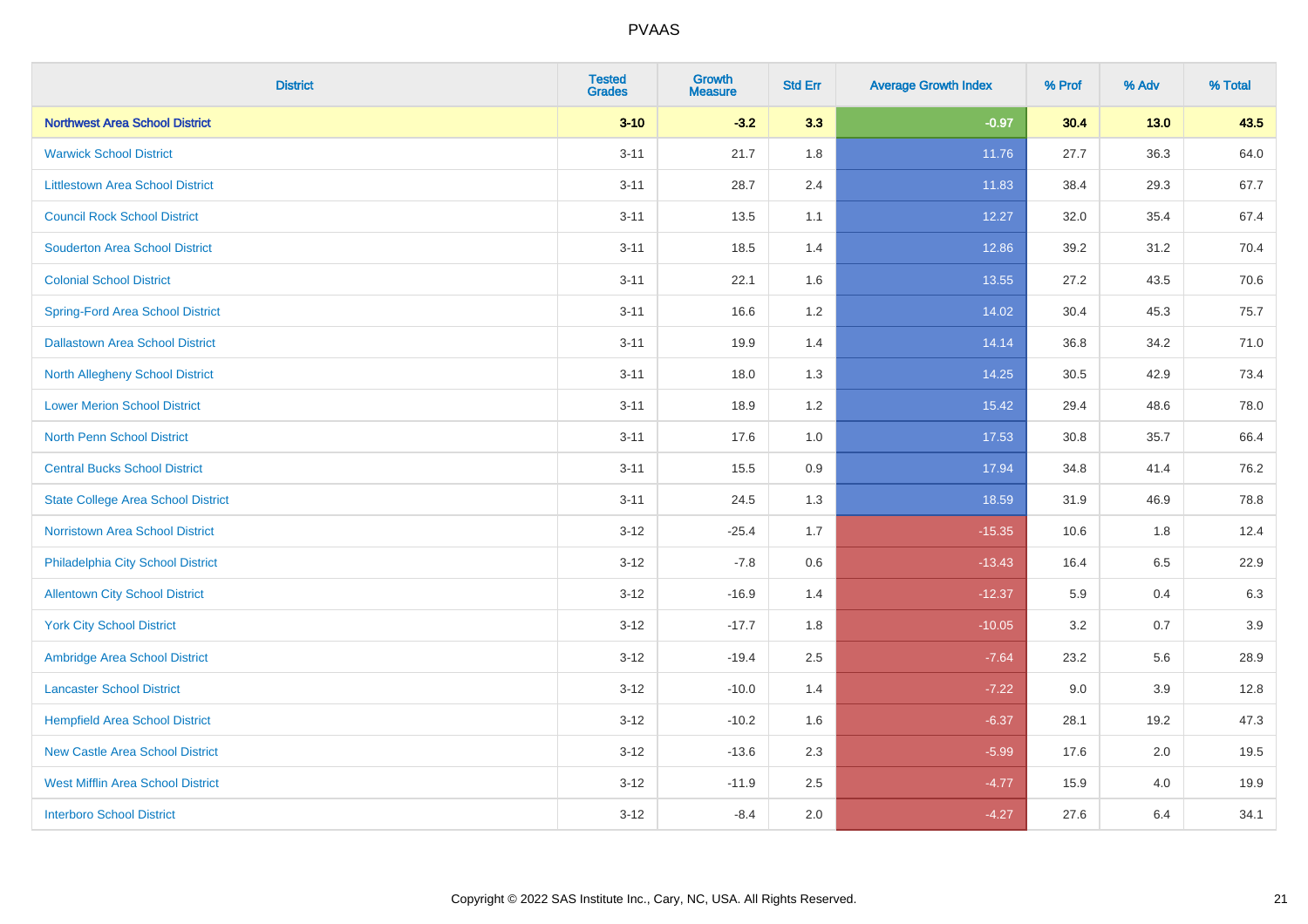# PVAAS

| District | Tested Grades | Growth Measure | Std Err | Average Growth Index | % Prof | % Adv | % Total |
|---|---|---|---|---|---|---|---|
| **Northwest Area School District** | **3-10** | **-3.2** | **3.3** | **-0.97** | **30.4** | **13.0** | **43.5** |
| Warwick School District | 3-11 | 21.7 | 1.8 | 11.76 | 27.7 | 36.3 | 64.0 |
| Littlestown Area School District | 3-11 | 28.7 | 2.4 | 11.83 | 38.4 | 29.3 | 67.7 |
| Council Rock School District | 3-11 | 13.5 | 1.1 | 12.27 | 32.0 | 35.4 | 67.4 |
| Souderton Area School District | 3-11 | 18.5 | 1.4 | 12.86 | 39.2 | 31.2 | 70.4 |
| Colonial School District | 3-11 | 22.1 | 1.6 | 13.55 | 27.2 | 43.5 | 70.6 |
| Spring-Ford Area School District | 3-11 | 16.6 | 1.2 | 14.02 | 30.4 | 45.3 | 75.7 |
| Dallastown Area School District | 3-11 | 19.9 | 1.4 | 14.14 | 36.8 | 34.2 | 71.0 |
| North Allegheny School District | 3-11 | 18.0 | 1.3 | 14.25 | 30.5 | 42.9 | 73.4 |
| Lower Merion School District | 3-11 | 18.9 | 1.2 | 15.42 | 29.4 | 48.6 | 78.0 |
| North Penn School District | 3-11 | 17.6 | 1.0 | 17.53 | 30.8 | 35.7 | 66.4 |
| Central Bucks School District | 3-11 | 15.5 | 0.9 | 17.94 | 34.8 | 41.4 | 76.2 |
| State College Area School District | 3-11 | 24.5 | 1.3 | 18.59 | 31.9 | 46.9 | 78.8 |
| Norristown Area School District | 3-12 | -25.4 | 1.7 | -15.35 | 10.6 | 1.8 | 12.4 |
| Philadelphia City School District | 3-12 | -7.8 | 0.6 | -13.43 | 16.4 | 6.5 | 22.9 |
| Allentown City School District | 3-12 | -16.9 | 1.4 | -12.37 | 5.9 | 0.4 | 6.3 |
| York City School District | 3-12 | -17.7 | 1.8 | -10.05 | 3.2 | 0.7 | 3.9 |
| Ambridge Area School District | 3-12 | -19.4 | 2.5 | -7.64 | 23.2 | 5.6 | 28.9 |
| Lancaster School District | 3-12 | -10.0 | 1.4 | -7.22 | 9.0 | 3.9 | 12.8 |
| Hempfield Area School District | 3-12 | -10.2 | 1.6 | -6.37 | 28.1 | 19.2 | 47.3 |
| New Castle Area School District | 3-12 | -13.6 | 2.3 | -5.99 | 17.6 | 2.0 | 19.5 |
| West Mifflin Area School District | 3-12 | -11.9 | 2.5 | -4.77 | 15.9 | 4.0 | 19.9 |
| Interboro School District | 3-12 | -8.4 | 2.0 | -4.27 | 27.6 | 6.4 | 34.1 |

Copyright © 2022 SAS Institute Inc., Cary, NC, USA. All Rights Reserved.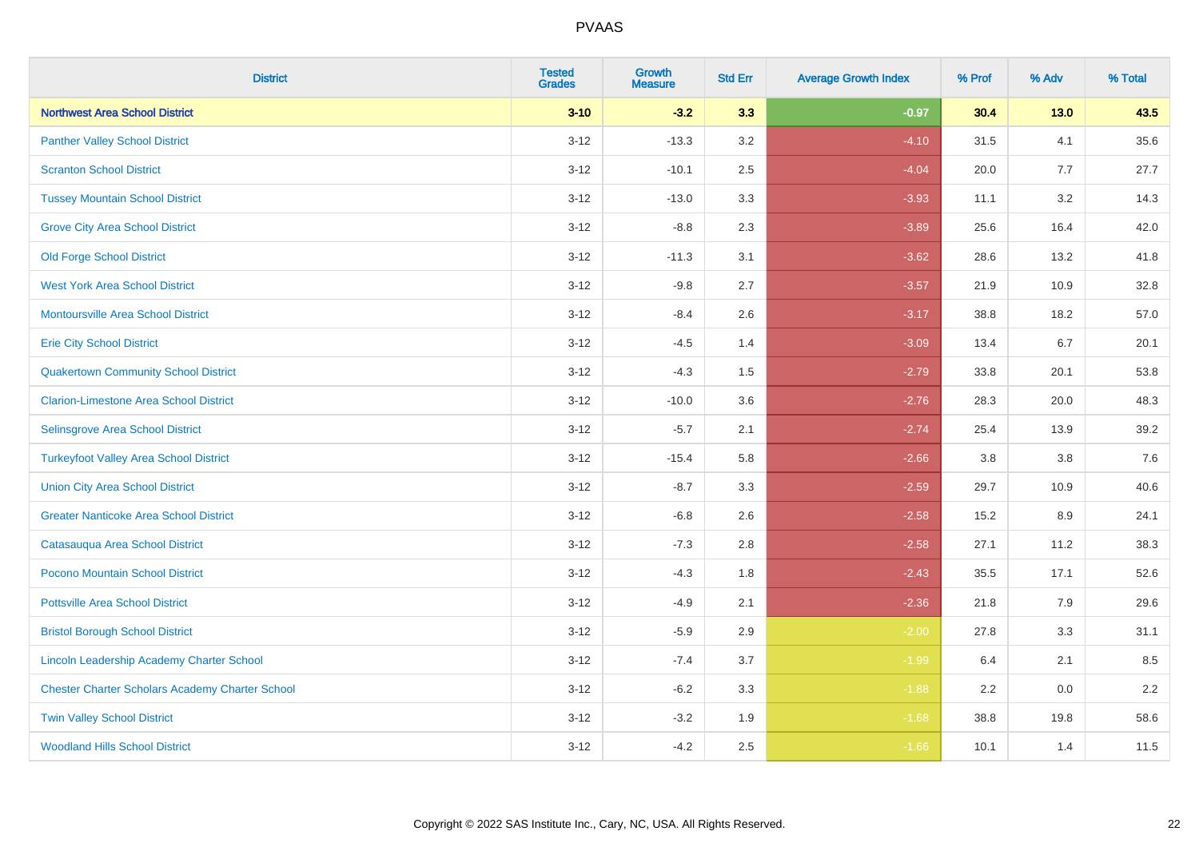# PVAAS

| District | Tested Grades | Growth Measure | Std Err | Average Growth Index | % Prof | % Adv | % Total |
|---|---|---|---|---|---|---|---|
| **Northwest Area School District** | **3-10** | **-3.2** | **3.3** | **-0.97** | **30.4** | **13.0** | **43.5** |
| Panther Valley School District | 3-12 | -13.3 | 3.2 | -4.10 | 31.5 | 4.1 | 35.6 |
| Scranton School District | 3-12 | -10.1 | 2.5 | -4.04 | 20.0 | 7.7 | 27.7 |
| Tussey Mountain School District | 3-12 | -13.0 | 3.3 | -3.93 | 11.1 | 3.2 | 14.3 |
| Grove City Area School District | 3-12 | -8.8 | 2.3 | -3.89 | 25.6 | 16.4 | 42.0 |
| Old Forge School District | 3-12 | -11.3 | 3.1 | -3.62 | 28.6 | 13.2 | 41.8 |
| West York Area School District | 3-12 | -9.8 | 2.7 | -3.57 | 21.9 | 10.9 | 32.8 |
| Montoursville Area School District | 3-12 | -8.4 | 2.6 | -3.17 | 38.8 | 18.2 | 57.0 |
| Erie City School District | 3-12 | -4.5 | 1.4 | -3.09 | 13.4 | 6.7 | 20.1 |
| Quakertown Community School District | 3-12 | -4.3 | 1.5 | -2.79 | 33.8 | 20.1 | 53.8 |
| Clarion-Limestone Area School District | 3-12 | -10.0 | 3.6 | -2.76 | 28.3 | 20.0 | 48.3 |
| Selinsgrove Area School District | 3-12 | -5.7 | 2.1 | -2.74 | 25.4 | 13.9 | 39.2 |
| Turkeyfoot Valley Area School District | 3-12 | -15.4 | 5.8 | -2.66 | 3.8 | 3.8 | 7.6 |
| Union City Area School District | 3-12 | -8.7 | 3.3 | -2.59 | 29.7 | 10.9 | 40.6 |
| Greater Nanticoke Area School District | 3-12 | -6.8 | 2.6 | -2.58 | 15.2 | 8.9 | 24.1 |
| Catasauqua Area School District | 3-12 | -7.3 | 2.8 | -2.58 | 27.1 | 11.2 | 38.3 |
| Pocono Mountain School District | 3-12 | -4.3 | 1.8 | -2.43 | 35.5 | 17.1 | 52.6 |
| Pottsville Area School District | 3-12 | -4.9 | 2.1 | -2.36 | 21.8 | 7.9 | 29.6 |
| Bristol Borough School District | 3-12 | -5.9 | 2.9 | -2.00 | 27.8 | 3.3 | 31.1 |
| Lincoln Leadership Academy Charter School | 3-12 | -7.4 | 3.7 | -1.99 | 6.4 | 2.1 | 8.5 |
| Chester Charter Scholars Academy Charter School | 3-12 | -6.2 | 3.3 | -1.88 | 2.2 | 0.0 | 2.2 |
| Twin Valley School District | 3-12 | -3.2 | 1.9 | -1.68 | 38.8 | 19.8 | 58.6 |
| Woodland Hills School District | 3-12 | -4.2 | 2.5 | -1.66 | 10.1 | 1.4 | 11.5 |

Copyright © 2022 SAS Institute Inc., Cary, NC, USA. All Rights Reserved.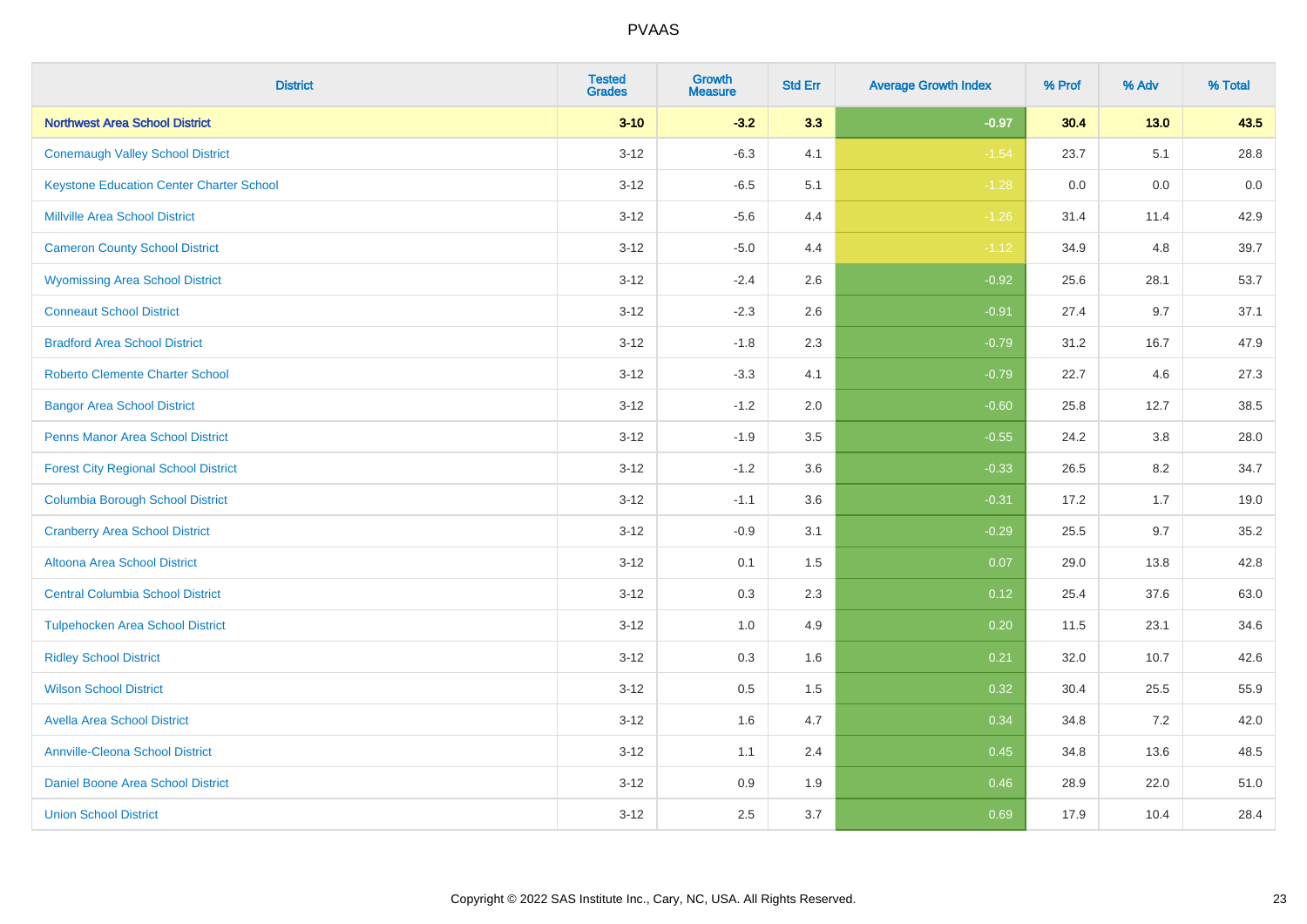| District | Tested Grades | Growth Measure | Std Err | Average Growth Index | % Prof | % Adv | % Total |
|---|---|---|---|---|---|---|---|
| **Northwest Area School District** | **3-10** | **-3.2** | **3.3** | **-0.97** | **30.4** | **13.0** | **43.5** |
| Conemaugh Valley School District | 3-12 | -6.3 | 4.1 | -1.54 | 23.7 | 5.1 | 28.8 |
| Keystone Education Center Charter School | 3-12 | -6.5 | 5.1 | -1.28 | 0.0 | 0.0 | 0.0 |
| Millville Area School District | 3-12 | -5.6 | 4.4 | -1.26 | 31.4 | 11.4 | 42.9 |
| Cameron County School District | 3-12 | -5.0 | 4.4 | -1.12 | 34.9 | 4.8 | 39.7 |
| Wyomissing Area School District | 3-12 | -2.4 | 2.6 | -0.92 | 25.6 | 28.1 | 53.7 |
| Conneaut School District | 3-12 | -2.3 | 2.6 | -0.91 | 27.4 | 9.7 | 37.1 |
| Bradford Area School District | 3-12 | -1.8 | 2.3 | -0.79 | 31.2 | 16.7 | 47.9 |
| Roberto Clemente Charter School | 3-12 | -3.3 | 4.1 | -0.79 | 22.7 | 4.6 | 27.3 |
| Bangor Area School District | 3-12 | -1.2 | 2.0 | -0.60 | 25.8 | 12.7 | 38.5 |
| Penns Manor Area School District | 3-12 | -1.9 | 3.5 | -0.55 | 24.2 | 3.8 | 28.0 |
| Forest City Regional School District | 3-12 | -1.2 | 3.6 | -0.33 | 26.5 | 8.2 | 34.7 |
| Columbia Borough School District | 3-12 | -1.1 | 3.6 | -0.31 | 17.2 | 1.7 | 19.0 |
| Cranberry Area School District | 3-12 | -0.9 | 3.1 | -0.29 | 25.5 | 9.7 | 35.2 |
| Altoona Area School District | 3-12 | 0.1 | 1.5 | 0.07 | 29.0 | 13.8 | 42.8 |
| Central Columbia School District | 3-12 | 0.3 | 2.3 | 0.12 | 25.4 | 37.6 | 63.0 |
| Tulpehocken Area School District | 3-12 | 1.0 | 4.9 | 0.20 | 11.5 | 23.1 | 34.6 |
| Ridley School District | 3-12 | 0.3 | 1.6 | 0.21 | 32.0 | 10.7 | 42.6 |
| Wilson School District | 3-12 | 0.5 | 1.5 | 0.32 | 30.4 | 25.5 | 55.9 |
| Avella Area School District | 3-12 | 1.6 | 4.7 | 0.34 | 34.8 | 7.2 | 42.0 |
| Annville-Cleona School District | 3-12 | 1.1 | 2.4 | 0.45 | 34.8 | 13.6 | 48.5 |
| Daniel Boone Area School District | 3-12 | 0.9 | 1.9 | 0.46 | 28.9 | 22.0 | 51.0 |
| Union School District | 3-12 | 2.5 | 3.7 | 0.69 | 17.9 | 10.4 | 28.4 |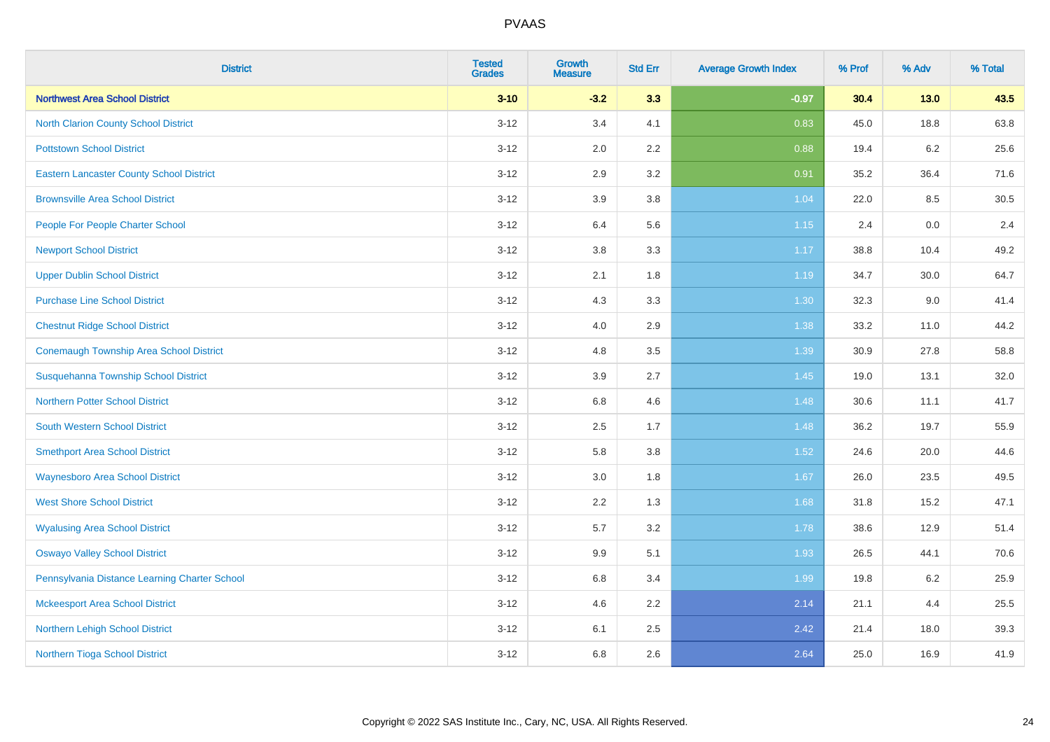# PVAAS

| District | Tested Grades | Growth Measure | Std Err | Average Growth Index | % Prof | % Adv | % Total |
|---|---|---|---|---|---|---|---|
| **Northwest Area School District** | **3-10** | **-3.2** | **3.3** | **-0.97** | **30.4** | **13.0** | **43.5** |
| North Clarion County School District | 3-12 | 3.4 | 4.1 | 0.83 | 45.0 | 18.8 | 63.8 |
| Pottstown School District | 3-12 | 2.0 | 2.2 | 0.88 | 19.4 | 6.2 | 25.6 |
| Eastern Lancaster County School District | 3-12 | 2.9 | 3.2 | 0.91 | 35.2 | 36.4 | 71.6 |
| Brownsville Area School District | 3-12 | 3.9 | 3.8 | 1.04 | 22.0 | 8.5 | 30.5 |
| People For People Charter School | 3-12 | 6.4 | 5.6 | 1.15 | 2.4 | 0.0 | 2.4 |
| Newport School District | 3-12 | 3.8 | 3.3 | 1.17 | 38.8 | 10.4 | 49.2 |
| Upper Dublin School District | 3-12 | 2.1 | 1.8 | 1.19 | 34.7 | 30.0 | 64.7 |
| Purchase Line School District | 3-12 | 4.3 | 3.3 | 1.30 | 32.3 | 9.0 | 41.4 |
| Chestnut Ridge School District | 3-12 | 4.0 | 2.9 | 1.38 | 33.2 | 11.0 | 44.2 |
| Conemaugh Township Area School District | 3-12 | 4.8 | 3.5 | 1.39 | 30.9 | 27.8 | 58.8 |
| Susquehanna Township School District | 3-12 | 3.9 | 2.7 | 1.45 | 19.0 | 13.1 | 32.0 |
| Northern Potter School District | 3-12 | 6.8 | 4.6 | 1.48 | 30.6 | 11.1 | 41.7 |
| South Western School District | 3-12 | 2.5 | 1.7 | 1.48 | 36.2 | 19.7 | 55.9 |
| Smethport Area School District | 3-12 | 5.8 | 3.8 | 1.52 | 24.6 | 20.0 | 44.6 |
| Waynesboro Area School District | 3-12 | 3.0 | 1.8 | 1.67 | 26.0 | 23.5 | 49.5 |
| West Shore School District | 3-12 | 2.2 | 1.3 | 1.68 | 31.8 | 15.2 | 47.1 |
| Wyalusing Area School District | 3-12 | 5.7 | 3.2 | 1.78 | 38.6 | 12.9 | 51.4 |
| Oswayo Valley School District | 3-12 | 9.9 | 5.1 | 1.93 | 26.5 | 44.1 | 70.6 |
| Pennsylvania Distance Learning Charter School | 3-12 | 6.8 | 3.4 | 1.99 | 19.8 | 6.2 | 25.9 |
| Mckeesport Area School District | 3-12 | 4.6 | 2.2 | 2.14 | 21.1 | 4.4 | 25.5 |
| Northern Lehigh School District | 3-12 | 6.1 | 2.5 | 2.42 | 21.4 | 18.0 | 39.3 |
| Northern Tioga School District | 3-12 | 6.8 | 2.6 | 2.64 | 25.0 | 16.9 | 41.9 |

Copyright © 2022 SAS Institute Inc., Cary, NC, USA. All Rights Reserved.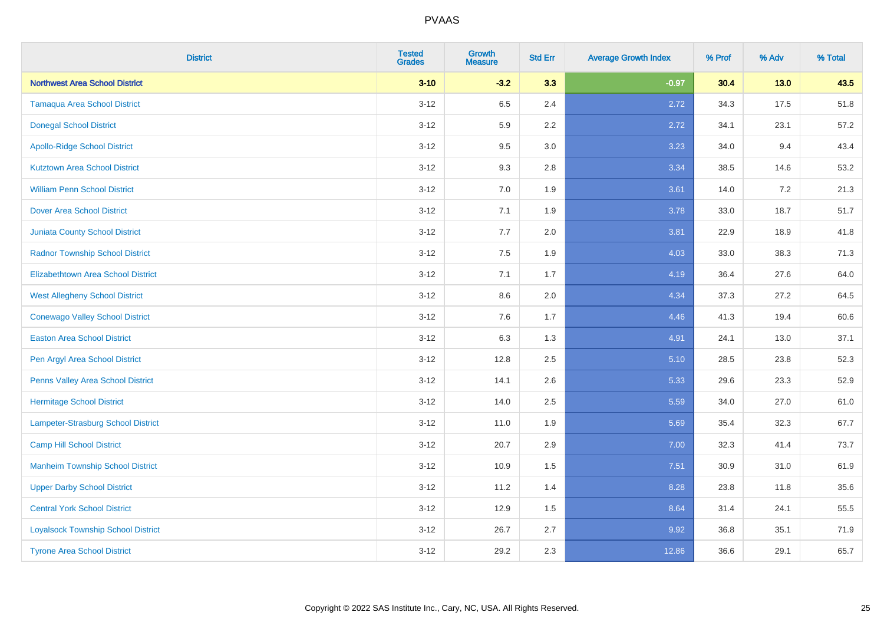| District | Tested Grades | Growth Measure | Std Err | Average Growth Index | % Prof | % Adv | % Total |
|---|---|---|---|---|---|---|---|
| **Northwest Area School District** | **3-10** | **-3.2** | **3.3** | **-0.97** | **30.4** | **13.0** | **43.5** |
| Tamaqua Area School District | 3-12 | 6.5 | 2.4 | 2.72 | 34.3 | 17.5 | 51.8 |
| Donegal School District | 3-12 | 5.9 | 2.2 | 2.72 | 34.1 | 23.1 | 57.2 |
| Apollo-Ridge School District | 3-12 | 9.5 | 3.0 | 3.23 | 34.0 | 9.4 | 43.4 |
| Kutztown Area School District | 3-12 | 9.3 | 2.8 | 3.34 | 38.5 | 14.6 | 53.2 |
| William Penn School District | 3-12 | 7.0 | 1.9 | 3.61 | 14.0 | 7.2 | 21.3 |
| Dover Area School District | 3-12 | 7.1 | 1.9 | 3.78 | 33.0 | 18.7 | 51.7 |
| Juniata County School District | 3-12 | 7.7 | 2.0 | 3.81 | 22.9 | 18.9 | 41.8 |
| Radnor Township School District | 3-12 | 7.5 | 1.9 | 4.03 | 33.0 | 38.3 | 71.3 |
| Elizabethtown Area School District | 3-12 | 7.1 | 1.7 | 4.19 | 36.4 | 27.6 | 64.0 |
| West Allegheny School District | 3-12 | 8.6 | 2.0 | 4.34 | 37.3 | 27.2 | 64.5 |
| Conewago Valley School District | 3-12 | 7.6 | 1.7 | 4.46 | 41.3 | 19.4 | 60.6 |
| Easton Area School District | 3-12 | 6.3 | 1.3 | 4.91 | 24.1 | 13.0 | 37.1 |
| Pen Argyl Area School District | 3-12 | 12.8 | 2.5 | 5.10 | 28.5 | 23.8 | 52.3 |
| Penns Valley Area School District | 3-12 | 14.1 | 2.6 | 5.33 | 29.6 | 23.3 | 52.9 |
| Hermitage School District | 3-12 | 14.0 | 2.5 | 5.59 | 34.0 | 27.0 | 61.0 |
| Lampeter-Strasburg School District | 3-12 | 11.0 | 1.9 | 5.69 | 35.4 | 32.3 | 67.7 |
| Camp Hill School District | 3-12 | 20.7 | 2.9 | 7.00 | 32.3 | 41.4 | 73.7 |
| Manheim Township School District | 3-12 | 10.9 | 1.5 | 7.51 | 30.9 | 31.0 | 61.9 |
| Upper Darby School District | 3-12 | 11.2 | 1.4 | 8.28 | 23.8 | 11.8 | 35.6 |
| Central York School District | 3-12 | 12.9 | 1.5 | 8.64 | 31.4 | 24.1 | 55.5 |
| Loyalsock Township School District | 3-12 | 26.7 | 2.7 | 9.92 | 36.8 | 35.1 | 71.9 |
| Tyrone Area School District | 3-12 | 29.2 | 2.3 | 12.86 | 36.6 | 29.1 | 65.7 |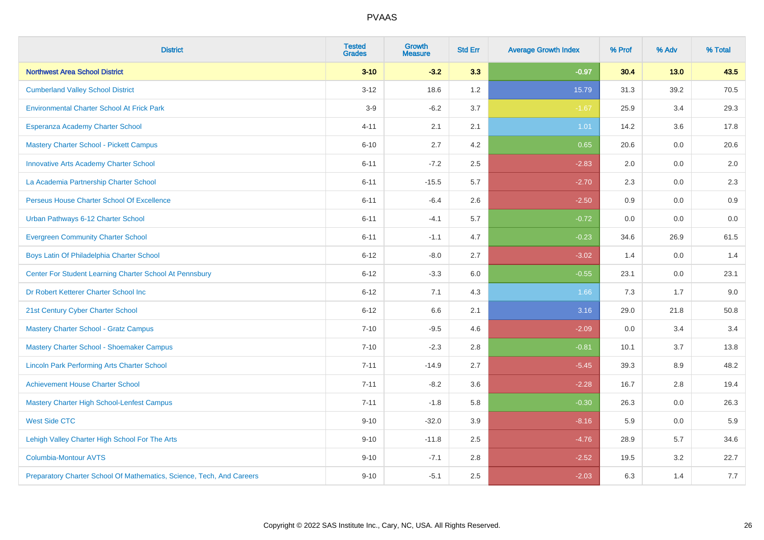# PVAAS

| District | Tested Grades | Growth Measure | Std Err | Average Growth Index | % Prof | % Adv | % Total |
|---|---|---|---|---|---|---|---|
| **Northwest Area School District** | **3-10** | **-3.2** | **3.3** | **-0.97** | **30.4** | **13.0** | **43.5** |
| Cumberland Valley School District | 3-12 | 18.6 | 1.2 | 15.79 | 31.3 | 39.2 | 70.5 |
| Environmental Charter School At Frick Park | 3-9 | -6.2 | 3.7 | -1.67 | 25.9 | 3.4 | 29.3 |
| Esperanza Academy Charter School | 4-11 | 2.1 | 2.1 | 1.01 | 14.2 | 3.6 | 17.8 |
| Mastery Charter School - Pickett Campus | 6-10 | 2.7 | 4.2 | 0.65 | 20.6 | 0.0 | 20.6 |
| Innovative Arts Academy Charter School | 6-11 | -7.2 | 2.5 | -2.83 | 2.0 | 0.0 | 2.0 |
| La Academia Partnership Charter School | 6-11 | -15.5 | 5.7 | -2.70 | 2.3 | 0.0 | 2.3 |
| Perseus House Charter School Of Excellence | 6-11 | -6.4 | 2.6 | -2.50 | 0.9 | 0.0 | 0.9 |
| Urban Pathways 6-12 Charter School | 6-11 | -4.1 | 5.7 | -0.72 | 0.0 | 0.0 | 0.0 |
| Evergreen Community Charter School | 6-11 | -1.1 | 4.7 | -0.23 | 34.6 | 26.9 | 61.5 |
| Boys Latin Of Philadelphia Charter School | 6-12 | -8.0 | 2.7 | -3.02 | 1.4 | 0.0 | 1.4 |
| Center For Student Learning Charter School At Pennsbury | 6-12 | -3.3 | 6.0 | -0.55 | 23.1 | 0.0 | 23.1 |
| Dr Robert Ketterer Charter School Inc | 6-12 | 7.1 | 4.3 | 1.66 | 7.3 | 1.7 | 9.0 |
| 21st Century Cyber Charter School | 6-12 | 6.6 | 2.1 | 3.16 | 29.0 | 21.8 | 50.8 |
| Mastery Charter School - Gratz Campus | 7-10 | -9.5 | 4.6 | -2.09 | 0.0 | 3.4 | 3.4 |
| Mastery Charter School - Shoemaker Campus | 7-10 | -2.3 | 2.8 | -0.81 | 10.1 | 3.7 | 13.8 |
| Lincoln Park Performing Arts Charter School | 7-11 | -14.9 | 2.7 | -5.45 | 39.3 | 8.9 | 48.2 |
| Achievement House Charter School | 7-11 | -8.2 | 3.6 | -2.28 | 16.7 | 2.8 | 19.4 |
| Mastery Charter High School-Lenfest Campus | 7-11 | -1.8 | 5.8 | -0.30 | 26.3 | 0.0 | 26.3 |
| West Side CTC | 9-10 | -32.0 | 3.9 | -8.16 | 5.9 | 0.0 | 5.9 |
| Lehigh Valley Charter High School For The Arts | 9-10 | -11.8 | 2.5 | -4.76 | 28.9 | 5.7 | 34.6 |
| Columbia-Montour AVTS | 9-10 | -7.1 | 2.8 | -2.52 | 19.5 | 3.2 | 22.7 |
| Preparatory Charter School Of Mathematics, Science, Tech, And Careers | 9-10 | -5.1 | 2.5 | -2.03 | 6.3 | 1.4 | 7.7 |

Copyright © 2022 SAS Institute Inc., Cary, NC, USA. All Rights Reserved.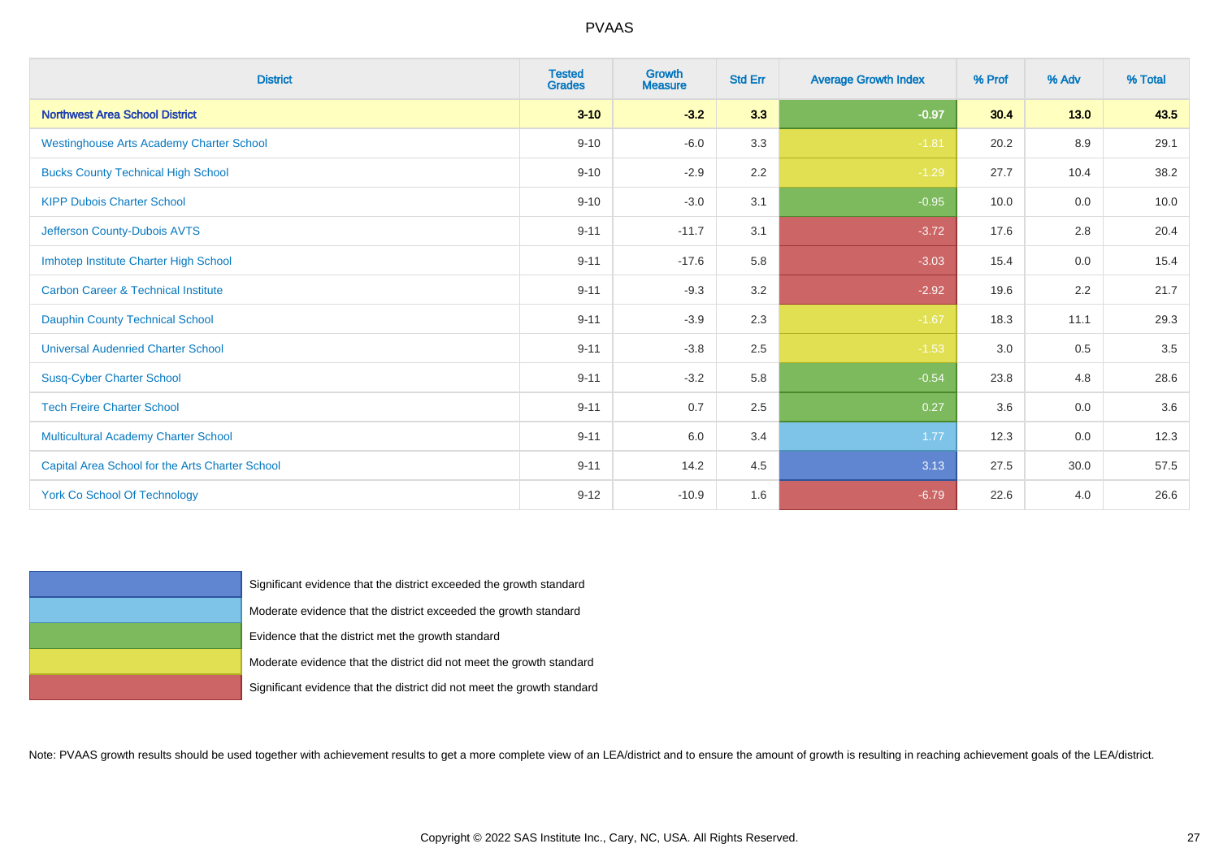# PVAAS

| District | Tested Grades | Growth Measure | Std Err | Average Growth Index | % Prof | % Adv | % Total |
|---|---|---|---|---|---|---|---|
| **Northwest Area School District** | **3-10** | **-3.2** | **3.3** | **-0.97** | **30.4** | **13.0** | **43.5** |
| Westinghouse Arts Academy Charter School | 9-10 | -6.0 | 3.3 | -1.81 | 20.2 | 8.9 | 29.1 |
| Bucks County Technical High School | 9-10 | -2.9 | 2.2 | -1.29 | 27.7 | 10.4 | 38.2 |
| KIPP Dubois Charter School | 9-10 | -3.0 | 3.1 | -0.95 | 10.0 | 0.0 | 10.0 |
| Jefferson County-Dubois AVTS | 9-11 | -11.7 | 3.1 | -3.72 | 17.6 | 2.8 | 20.4 |
| Imhotep Institute Charter High School | 9-11 | -17.6 | 5.8 | -3.03 | 15.4 | 0.0 | 15.4 |
| Carbon Career & Technical Institute | 9-11 | -9.3 | 3.2 | -2.92 | 19.6 | 2.2 | 21.7 |
| Dauphin County Technical School | 9-11 | -3.9 | 2.3 | -1.67 | 18.3 | 11.1 | 29.3 |
| Universal Audenried Charter School | 9-11 | -3.8 | 2.5 | -1.53 | 3.0 | 0.5 | 3.5 |
| Susq-Cyber Charter School | 9-11 | -3.2 | 5.8 | -0.54 | 23.8 | 4.8 | 28.6 |
| Tech Freire Charter School | 9-11 | 0.7 | 2.5 | 0.27 | 3.6 | 0.0 | 3.6 |
| Multicultural Academy Charter School | 9-11 | 6.0 | 3.4 | 1.77 | 12.3 | 0.0 | 12.3 |
| Capital Area School for the Arts Charter School | 9-11 | 14.2 | 4.5 | 3.13 | 27.5 | 30.0 | 57.5 |
| York Co School Of Technology | 9-12 | -10.9 | 1.6 | -6.79 | 22.6 | 4.0 | 26.6 |

- Significant evidence that the district exceeded the growth standard
- Moderate evidence that the district exceeded the growth standard
- Evidence that the district met the growth standard
- Moderate evidence that the district did not meet the growth standard
- Significant evidence that the district did not meet the growth standard

Note: PVAAS growth results should be used together with achievement results to get a more complete view of an LEA/district and to ensure the amount of growth is resulting in reaching achievement goals of the LEA/district.

Copyright © 2022 SAS Institute Inc., Cary, NC, USA. All Rights Reserved.